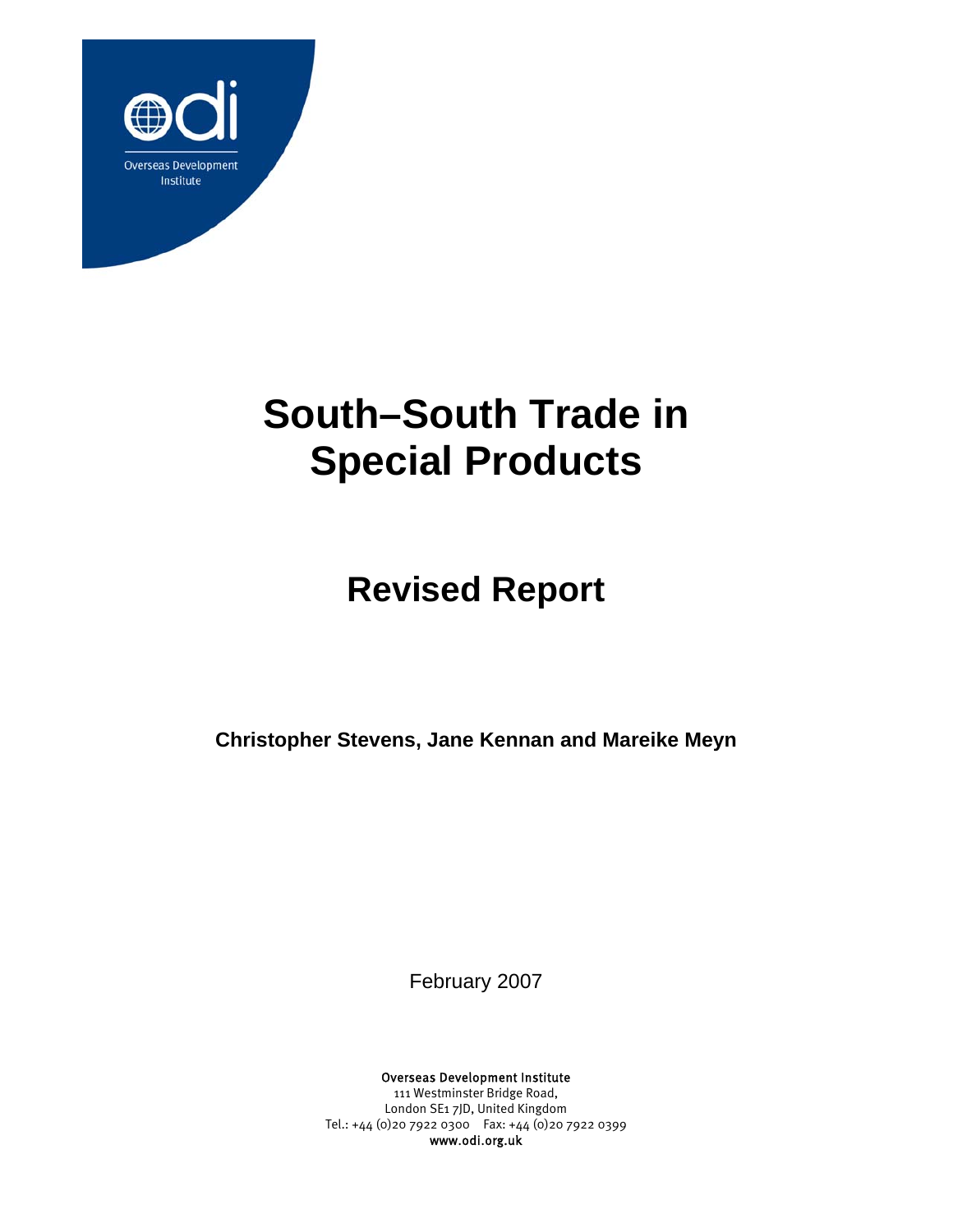Overseas Development Institute

# South–South Trade in Special Products

## Revised Report

**Christopher Stevens, Jane Kennan and Mareike Meyn**

February 2007

Overseas Development Institute
111 Westminster Bridge Road,
London SE1 7JD, United Kingdom
Tel.: +44 (0)20 7922 0300 Fax: +44 (0)20 7922 0399
www.odi.org.uk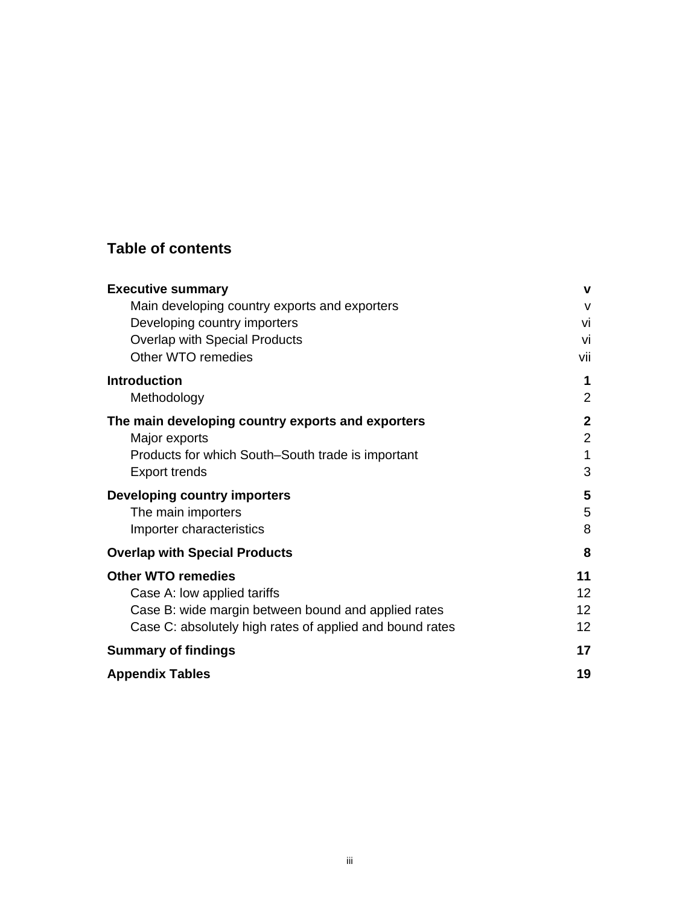## Table of contents

| | |
|---|---|
| **Executive summary** | **v** |
| Main developing country exports and exporters | v |
| Developing country importers | vi |
| Overlap with Special Products | vi |
| Other WTO remedies | vii |
| **Introduction** | **1** |
| Methodology | 2 |
| **The main developing country exports and exporters** | **2** |
| Major exports | 2 |
| Products for which South–South trade is important | 1 |
| Export trends | 3 |
| **Developing country importers** | **5** |
| The main importers | 5 |
| Importer characteristics | 8 |
| **Overlap with Special Products** | **8** |
| **Other WTO remedies** | **11** |
| Case A: low applied tariffs | 12 |
| Case B: wide margin between bound and applied rates | 12 |
| Case C: absolutely high rates of applied and bound rates | 12 |
| **Summary of findings** | **17** |
| **Appendix Tables** | **19** |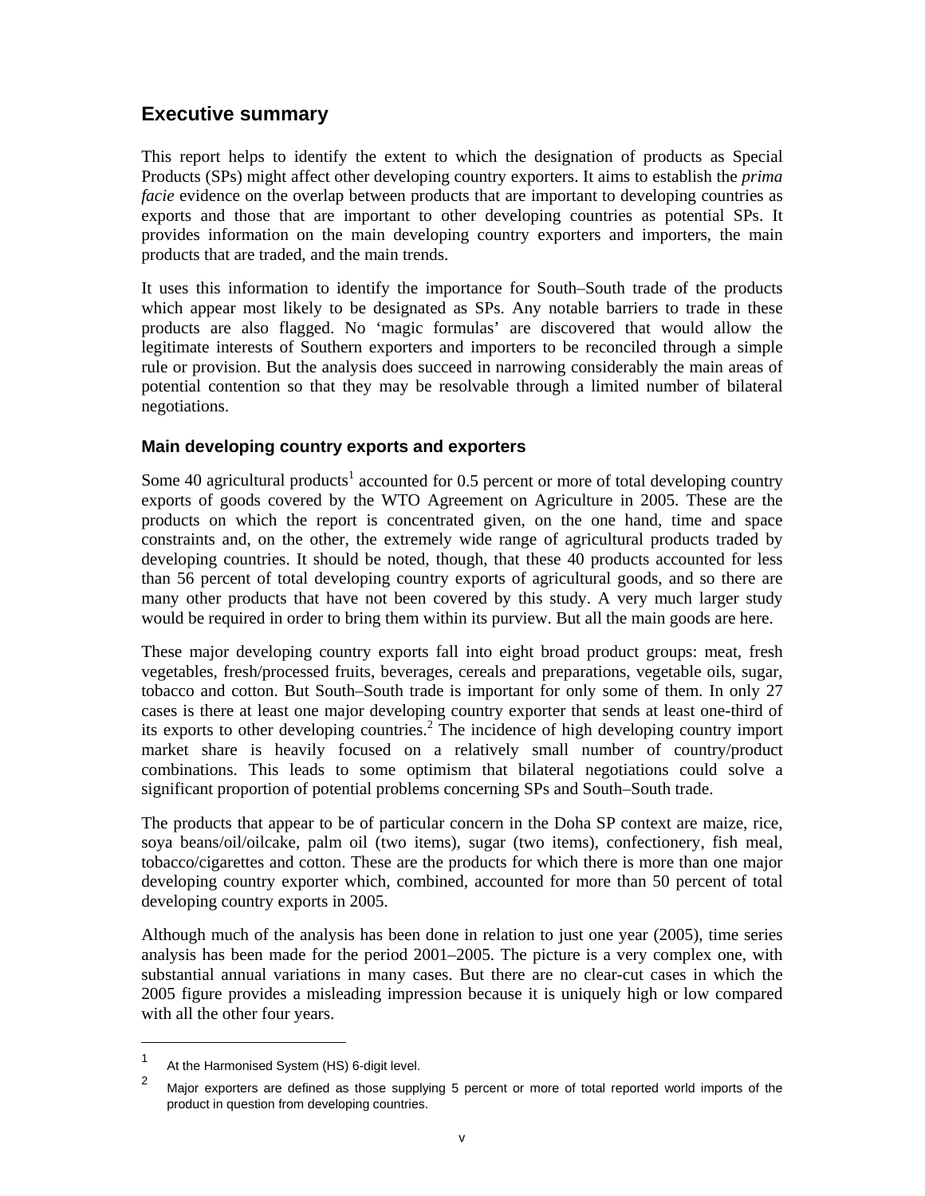## Executive summary

This report helps to identify the extent to which the designation of products as Special Products (SPs) might affect other developing country exporters. It aims to establish the *prima facie* evidence on the overlap between products that are important to developing countries as exports and those that are important to other developing countries as potential SPs. It provides information on the main developing country exporters and importers, the main products that are traded, and the main trends.

It uses this information to identify the importance for South–South trade of the products which appear most likely to be designated as SPs. Any notable barriers to trade in these products are also flagged. No 'magic formulas' are discovered that would allow the legitimate interests of Southern exporters and importers to be reconciled through a simple rule or provision. But the analysis does succeed in narrowing considerably the main areas of potential contention so that they may be resolvable through a limited number of bilateral negotiations.

### Main developing country exports and exporters

Some 40 agricultural products[1] accounted for 0.5 percent or more of total developing country exports of goods covered by the WTO Agreement on Agriculture in 2005. These are the products on which the report is concentrated given, on the one hand, time and space constraints and, on the other, the extremely wide range of agricultural products traded by developing countries. It should be noted, though, that these 40 products accounted for less than 56 percent of total developing country exports of agricultural goods, and so there are many other products that have not been covered by this study. A very much larger study would be required in order to bring them within its purview. But all the main goods are here.

These major developing country exports fall into eight broad product groups: meat, fresh vegetables, fresh/processed fruits, beverages, cereals and preparations, vegetable oils, sugar, tobacco and cotton. But South–South trade is important for only some of them. In only 27 cases is there at least one major developing country exporter that sends at least one-third of its exports to other developing countries.[2] The incidence of high developing country import market share is heavily focused on a relatively small number of country/product combinations. This leads to some optimism that bilateral negotiations could solve a significant proportion of potential problems concerning SPs and South–South trade.

The products that appear to be of particular concern in the Doha SP context are maize, rice, soya beans/oil/oilcake, palm oil (two items), sugar (two items), confectionery, fish meal, tobacco/cigarettes and cotton. These are the products for which there is more than one major developing country exporter which, combined, accounted for more than 50 percent of total developing country exports in 2005.

Although much of the analysis has been done in relation to just one year (2005), time series analysis has been made for the period 2001–2005. The picture is a very complex one, with substantial annual variations in many cases. But there are no clear-cut cases in which the 2005 figure provides a misleading impression because it is uniquely high or low compared with all the other four years.

---

[1] At the Harmonised System (HS) 6-digit level.

[2] Major exporters are defined as those supplying 5 percent or more of total reported world imports of the product in question from developing countries.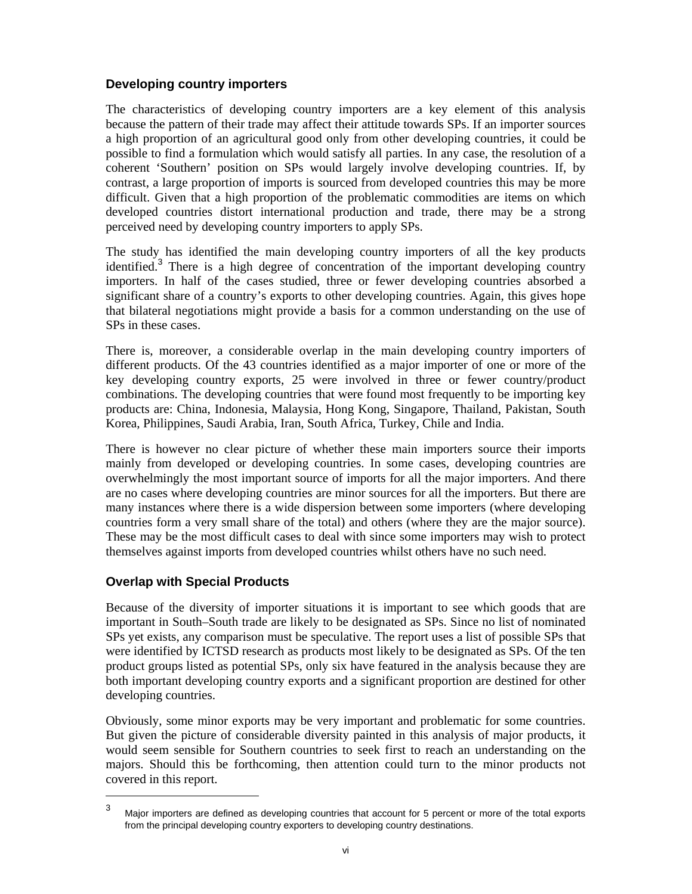### Developing country importers

The characteristics of developing country importers are a key element of this analysis because the pattern of their trade may affect their attitude towards SPs. If an importer sources a high proportion of an agricultural good only from other developing countries, it could be possible to find a formulation which would satisfy all parties. In any case, the resolution of a coherent 'Southern' position on SPs would largely involve developing countries. If, by contrast, a large proportion of imports is sourced from developed countries this may be more difficult. Given that a high proportion of the problematic commodities are items on which developed countries distort international production and trade, there may be a strong perceived need by developing country importers to apply SPs.

The study has identified the main developing country importers of all the key products identified.[3] There is a high degree of concentration of the important developing country importers. In half of the cases studied, three or fewer developing countries absorbed a significant share of a country's exports to other developing countries. Again, this gives hope that bilateral negotiations might provide a basis for a common understanding on the use of SPs in these cases.

There is, moreover, a considerable overlap in the main developing country importers of different products. Of the 43 countries identified as a major importer of one or more of the key developing country exports, 25 were involved in three or fewer country/product combinations. The developing countries that were found most frequently to be importing key products are: China, Indonesia, Malaysia, Hong Kong, Singapore, Thailand, Pakistan, South Korea, Philippines, Saudi Arabia, Iran, South Africa, Turkey, Chile and India.

There is however no clear picture of whether these main importers source their imports mainly from developed or developing countries. In some cases, developing countries are overwhelmingly the most important source of imports for all the major importers. And there are no cases where developing countries are minor sources for all the importers. But there are many instances where there is a wide dispersion between some importers (where developing countries form a very small share of the total) and others (where they are the major source). These may be the most difficult cases to deal with since some importers may wish to protect themselves against imports from developed countries whilst others have no such need.

### Overlap with Special Products

Because of the diversity of importer situations it is important to see which goods that are important in South–South trade are likely to be designated as SPs. Since no list of nominated SPs yet exists, any comparison must be speculative. The report uses a list of possible SPs that were identified by ICTSD research as products most likely to be designated as SPs. Of the ten product groups listed as potential SPs, only six have featured in the analysis because they are both important developing country exports and a significant proportion are destined for other developing countries.

Obviously, some minor exports may be very important and problematic for some countries. But given the picture of considerable diversity painted in this analysis of major products, it would seem sensible for Southern countries to seek first to reach an understanding on the majors. Should this be forthcoming, then attention could turn to the minor products not covered in this report.

---

[3] Major importers are defined as developing countries that account for 5 percent or more of the total exports from the principal developing country exporters to developing country destinations.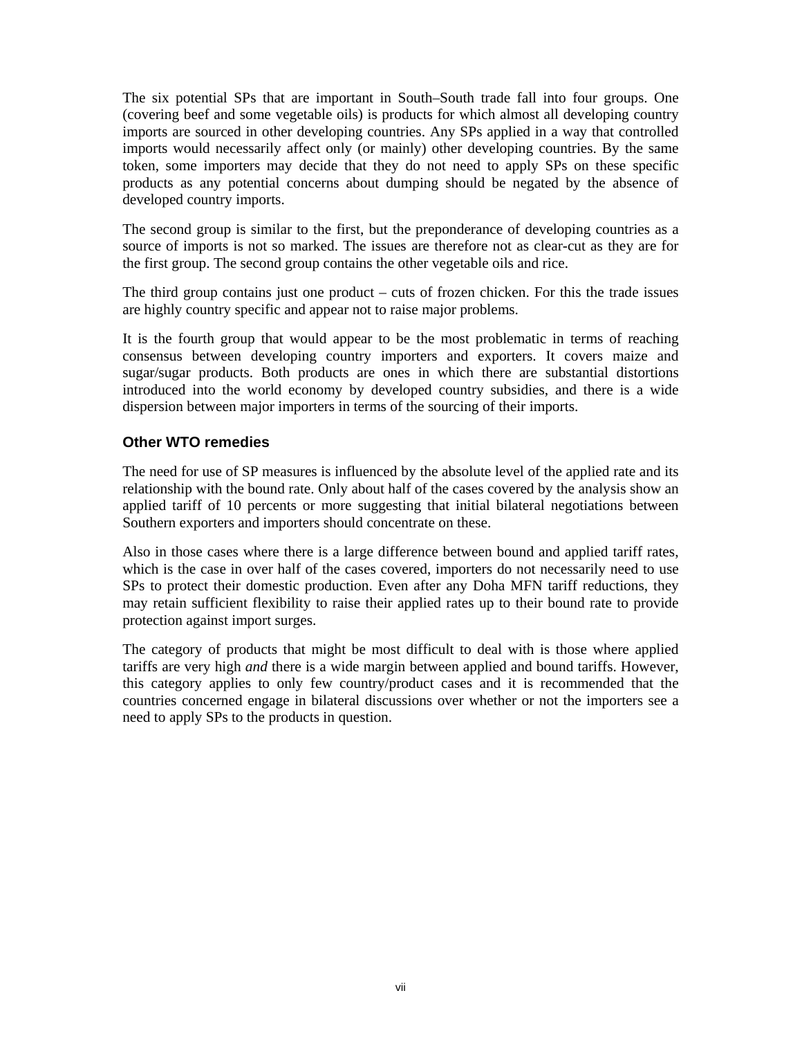The six potential SPs that are important in South–South trade fall into four groups. One (covering beef and some vegetable oils) is products for which almost all developing country imports are sourced in other developing countries. Any SPs applied in a way that controlled imports would necessarily affect only (or mainly) other developing countries. By the same token, some importers may decide that they do not need to apply SPs on these specific products as any potential concerns about dumping should be negated by the absence of developed country imports.

The second group is similar to the first, but the preponderance of developing countries as a source of imports is not so marked. The issues are therefore not as clear-cut as they are for the first group. The second group contains the other vegetable oils and rice.

The third group contains just one product – cuts of frozen chicken. For this the trade issues are highly country specific and appear not to raise major problems.

It is the fourth group that would appear to be the most problematic in terms of reaching consensus between developing country importers and exporters. It covers maize and sugar/sugar products. Both products are ones in which there are substantial distortions introduced into the world economy by developed country subsidies, and there is a wide dispersion between major importers in terms of the sourcing of their imports.

### Other WTO remedies

The need for use of SP measures is influenced by the absolute level of the applied rate and its relationship with the bound rate. Only about half of the cases covered by the analysis show an applied tariff of 10 percents or more suggesting that initial bilateral negotiations between Southern exporters and importers should concentrate on these.

Also in those cases where there is a large difference between bound and applied tariff rates, which is the case in over half of the cases covered, importers do not necessarily need to use SPs to protect their domestic production. Even after any Doha MFN tariff reductions, they may retain sufficient flexibility to raise their applied rates up to their bound rate to provide protection against import surges.

The category of products that might be most difficult to deal with is those where applied tariffs are very high *and* there is a wide margin between applied and bound tariffs. However, this category applies to only few country/product cases and it is recommended that the countries concerned engage in bilateral discussions over whether or not the importers see a need to apply SPs to the products in question.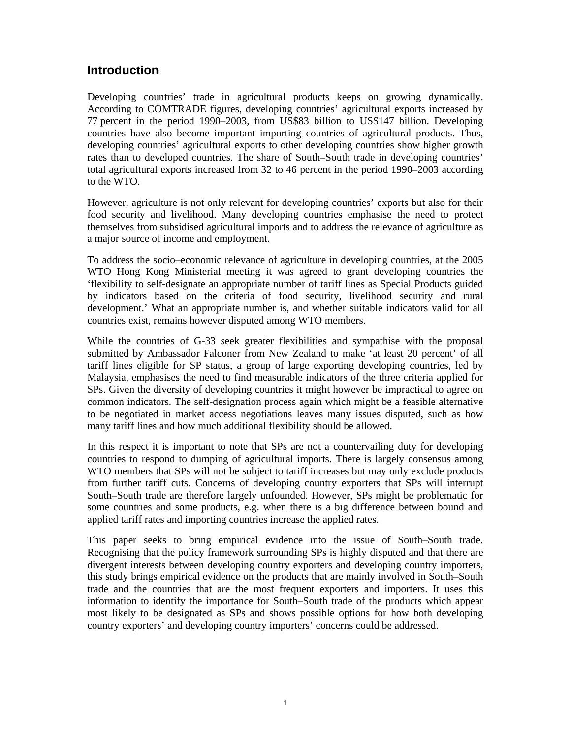## Introduction

Developing countries' trade in agricultural products keeps on growing dynamically. According to COMTRADE figures, developing countries' agricultural exports increased by 77 percent in the period 1990–2003, from US$83 billion to US$147 billion. Developing countries have also become important importing countries of agricultural products. Thus, developing countries' agricultural exports to other developing countries show higher growth rates than to developed countries. The share of South–South trade in developing countries' total agricultural exports increased from 32 to 46 percent in the period 1990–2003 according to the WTO.

However, agriculture is not only relevant for developing countries' exports but also for their food security and livelihood. Many developing countries emphasise the need to protect themselves from subsidised agricultural imports and to address the relevance of agriculture as a major source of income and employment.

To address the socio–economic relevance of agriculture in developing countries, at the 2005 WTO Hong Kong Ministerial meeting it was agreed to grant developing countries the 'flexibility to self-designate an appropriate number of tariff lines as Special Products guided by indicators based on the criteria of food security, livelihood security and rural development.' What an appropriate number is, and whether suitable indicators valid for all countries exist, remains however disputed among WTO members.

While the countries of G-33 seek greater flexibilities and sympathise with the proposal submitted by Ambassador Falconer from New Zealand to make 'at least 20 percent' of all tariff lines eligible for SP status, a group of large exporting developing countries, led by Malaysia, emphasises the need to find measurable indicators of the three criteria applied for SPs. Given the diversity of developing countries it might however be impractical to agree on common indicators. The self-designation process again which might be a feasible alternative to be negotiated in market access negotiations leaves many issues disputed, such as how many tariff lines and how much additional flexibility should be allowed.

In this respect it is important to note that SPs are not a countervailing duty for developing countries to respond to dumping of agricultural imports. There is largely consensus among WTO members that SPs will not be subject to tariff increases but may only exclude products from further tariff cuts. Concerns of developing country exporters that SPs will interrupt South–South trade are therefore largely unfounded. However, SPs might be problematic for some countries and some products, e.g. when there is a big difference between bound and applied tariff rates and importing countries increase the applied rates.

This paper seeks to bring empirical evidence into the issue of South–South trade. Recognising that the policy framework surrounding SPs is highly disputed and that there are divergent interests between developing country exporters and developing country importers, this study brings empirical evidence on the products that are mainly involved in South–South trade and the countries that are the most frequent exporters and importers. It uses this information to identify the importance for South–South trade of the products which appear most likely to be designated as SPs and shows possible options for how both developing country exporters' and developing country importers' concerns could be addressed.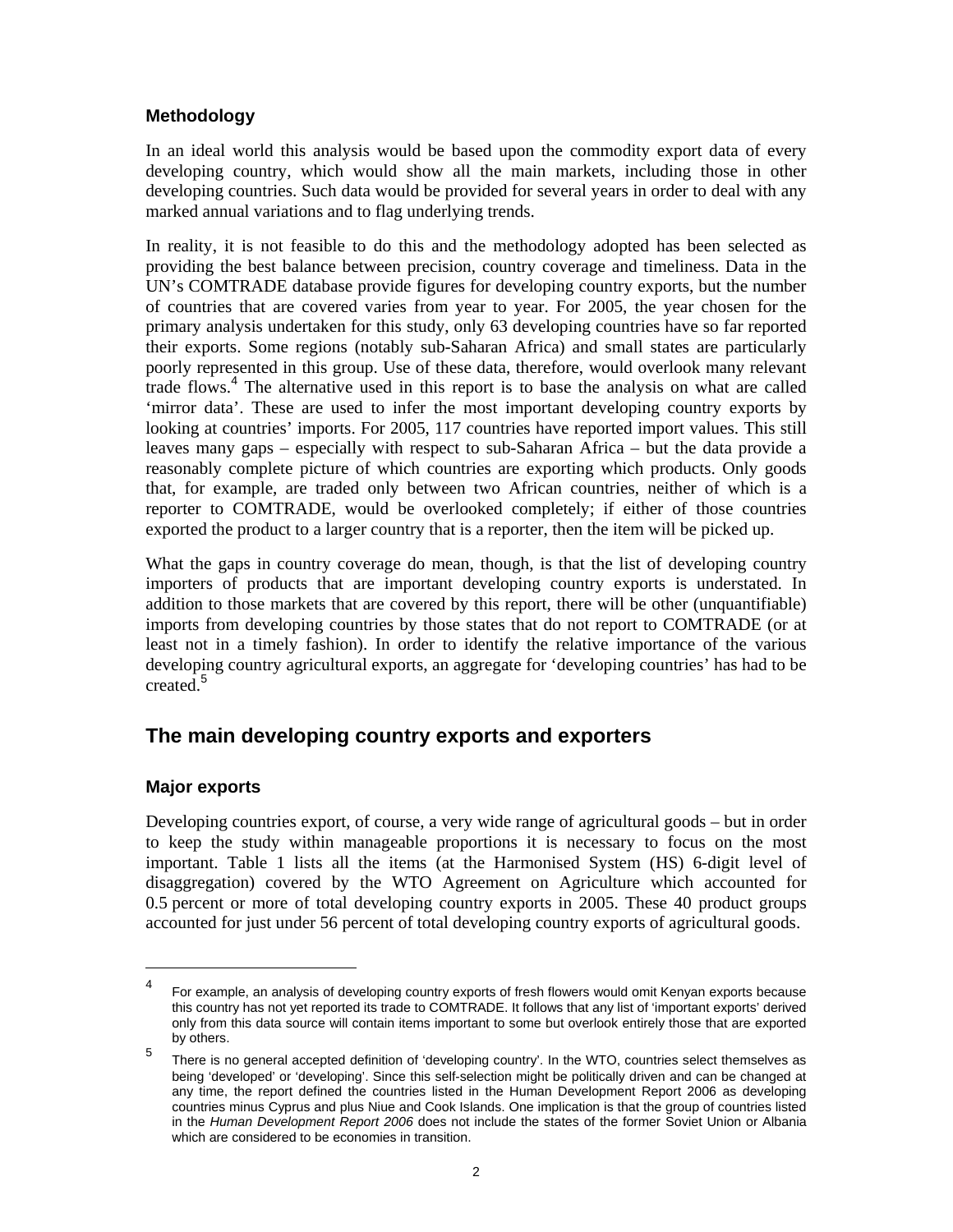### Methodology

In an ideal world this analysis would be based upon the commodity export data of every developing country, which would show all the main markets, including those in other developing countries. Such data would be provided for several years in order to deal with any marked annual variations and to flag underlying trends.

In reality, it is not feasible to do this and the methodology adopted has been selected as providing the best balance between precision, country coverage and timeliness. Data in the UN's COMTRADE database provide figures for developing country exports, but the number of countries that are covered varies from year to year. For 2005, the year chosen for the primary analysis undertaken for this study, only 63 developing countries have so far reported their exports. Some regions (notably sub-Saharan Africa) and small states are particularly poorly represented in this group. Use of these data, therefore, would overlook many relevant trade flows.[4] The alternative used in this report is to base the analysis on what are called 'mirror data'. These are used to infer the most important developing country exports by looking at countries' imports. For 2005, 117 countries have reported import values. This still leaves many gaps – especially with respect to sub-Saharan Africa – but the data provide a reasonably complete picture of which countries are exporting which products. Only goods that, for example, are traded only between two African countries, neither of which is a reporter to COMTRADE, would be overlooked completely; if either of those countries exported the product to a larger country that is a reporter, then the item will be picked up.

What the gaps in country coverage do mean, though, is that the list of developing country importers of products that are important developing country exports is understated. In addition to those markets that are covered by this report, there will be other (unquantifiable) imports from developing countries by those states that do not report to COMTRADE (or at least not in a timely fashion). In order to identify the relative importance of the various developing country agricultural exports, an aggregate for 'developing countries' has had to be created.[5]

## The main developing country exports and exporters

### Major exports

Developing countries export, of course, a very wide range of agricultural goods – but in order to keep the study within manageable proportions it is necessary to focus on the most important. Table 1 lists all the items (at the Harmonised System (HS) 6-digit level of disaggregation) covered by the WTO Agreement on Agriculture which accounted for 0.5 percent or more of total developing country exports in 2005. These 40 product groups accounted for just under 56 percent of total developing country exports of agricultural goods.

---

[4] For example, an analysis of developing country exports of fresh flowers would omit Kenyan exports because this country has not yet reported its trade to COMTRADE. It follows that any list of 'important exports' derived only from this data source will contain items important to some but overlook entirely those that are exported by others.

[5] There is no general accepted definition of 'developing country'. In the WTO, countries select themselves as being 'developed' or 'developing'. Since this self-selection might be politically driven and can be changed at any time, the report defined the countries listed in the Human Development Report 2006 as developing countries minus Cyprus and plus Niue and Cook Islands. One implication is that the group of countries listed in the *Human Development Report 2006* does not include the states of the former Soviet Union or Albania which are considered to be economies in transition.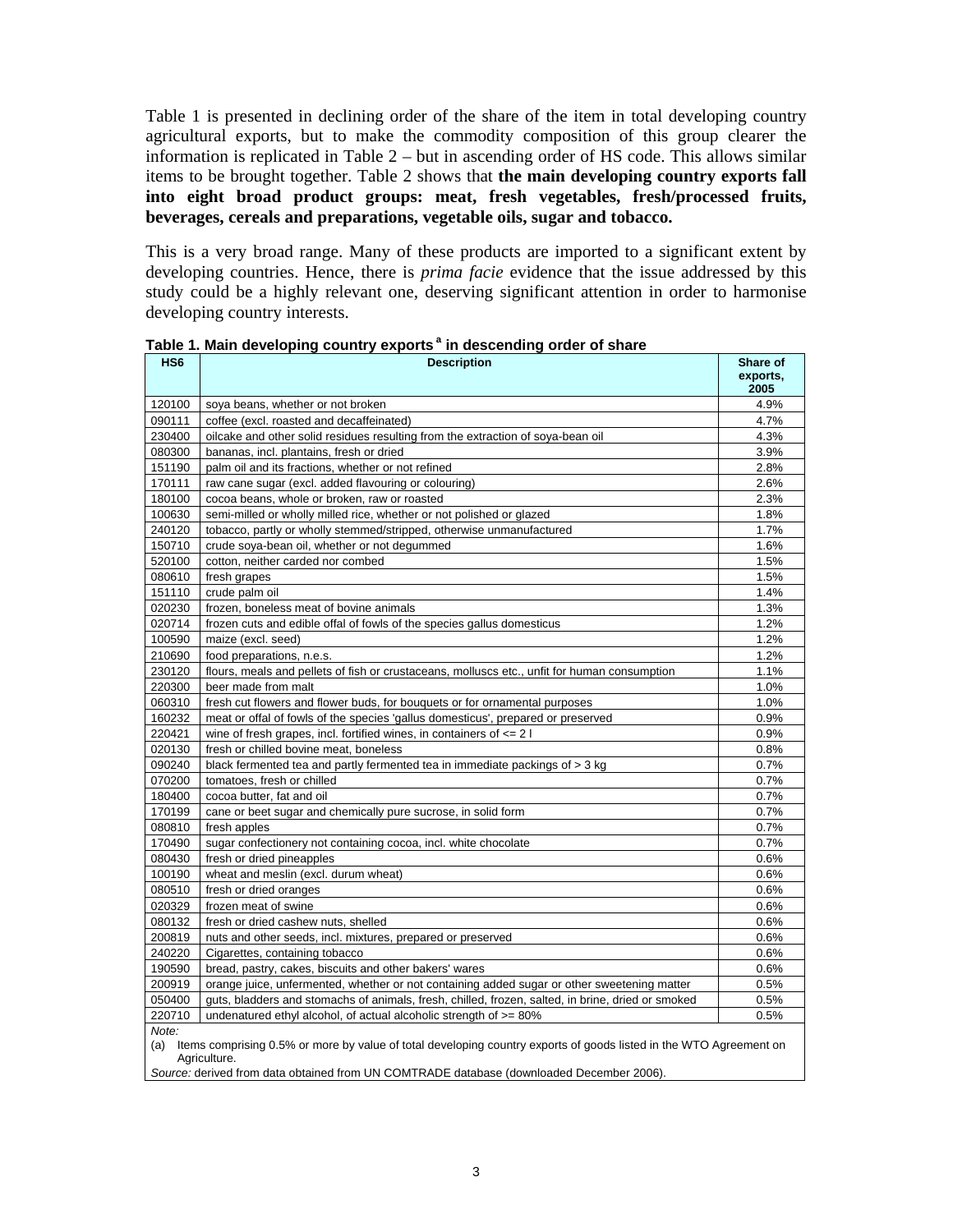Table 1 is presented in declining order of the share of the item in total developing country agricultural exports, but to make the commodity composition of this group clearer the information is replicated in Table 2 – but in ascending order of HS code. This allows similar items to be brought together. Table 2 shows that **the main developing country exports fall into eight broad product groups: meat, fresh vegetables, fresh/processed fruits, beverages, cereals and preparations, vegetable oils, sugar and tobacco.**

This is a very broad range. Many of these products are imported to a significant extent by developing countries. Hence, there is *prima facie* evidence that the issue addressed by this study could be a highly relevant one, deserving significant attention in order to harmonise developing country interests.

**Table 1. Main developing country exports [a] in descending order of share**

| HS6 | Description | Share of exports, 2005 |
|---|---|---|
| 120100 | soya beans, whether or not broken | 4.9% |
| 090111 | coffee (excl. roasted and decaffeinated) | 4.7% |
| 230400 | oilcake and other solid residues resulting from the extraction of soya-bean oil | 4.3% |
| 080300 | bananas, incl. plantains, fresh or dried | 3.9% |
| 151190 | palm oil and its fractions, whether or not refined | 2.8% |
| 170111 | raw cane sugar (excl. added flavouring or colouring) | 2.6% |
| 180100 | cocoa beans, whole or broken, raw or roasted | 2.3% |
| 100630 | semi-milled or wholly milled rice, whether or not polished or glazed | 1.8% |
| 240120 | tobacco, partly or wholly stemmed/stripped, otherwise unmanufactured | 1.7% |
| 150710 | crude soya-bean oil, whether or not degummed | 1.6% |
| 520100 | cotton, neither carded nor combed | 1.5% |
| 080610 | fresh grapes | 1.5% |
| 151110 | crude palm oil | 1.4% |
| 020230 | frozen, boneless meat of bovine animals | 1.3% |
| 020714 | frozen cuts and edible offal of fowls of the species gallus domesticus | 1.2% |
| 100590 | maize (excl. seed) | 1.2% |
| 210690 | food preparations, n.e.s. | 1.2% |
| 230120 | flours, meals and pellets of fish or crustaceans, molluscs etc., unfit for human consumption | 1.1% |
| 220300 | beer made from malt | 1.0% |
| 060310 | fresh cut flowers and flower buds, for bouquets or for ornamental purposes | 1.0% |
| 160232 | meat or offal of fowls of the species 'gallus domesticus', prepared or preserved | 0.9% |
| 220421 | wine of fresh grapes, incl. fortified wines, in containers of <= 2 l | 0.9% |
| 020130 | fresh or chilled bovine meat, boneless | 0.8% |
| 090240 | black fermented tea and partly fermented tea in immediate packings of > 3 kg | 0.7% |
| 070200 | tomatoes, fresh or chilled | 0.7% |
| 180400 | cocoa butter, fat and oil | 0.7% |
| 170199 | cane or beet sugar and chemically pure sucrose, in solid form | 0.7% |
| 080810 | fresh apples | 0.7% |
| 170490 | sugar confectionery not containing cocoa, incl. white chocolate | 0.7% |
| 080430 | fresh or dried pineapples | 0.6% |
| 100190 | wheat and meslin (excl. durum wheat) | 0.6% |
| 080510 | fresh or dried oranges | 0.6% |
| 020329 | frozen meat of swine | 0.6% |
| 080132 | fresh or dried cashew nuts, shelled | 0.6% |
| 200819 | nuts and other seeds, incl. mixtures, prepared or preserved | 0.6% |
| 240220 | Cigarettes, containing tobacco | 0.6% |
| 190590 | bread, pastry, cakes, biscuits and other bakers' wares | 0.6% |
| 200919 | orange juice, unfermented, whether or not containing added sugar or other sweetening matter | 0.5% |
| 050400 | guts, bladders and stomachs of animals, fresh, chilled, frozen, salted, in brine, dried or smoked | 0.5% |
| 220710 | undenatured ethyl alcohol, of actual alcoholic strength of >= 80% | 0.5% |

*Note:*
(a) Items comprising 0.5% or more by value of total developing country exports of goods listed in the WTO Agreement on Agriculture.

*Source:* derived from data obtained from UN COMTRADE database (downloaded December 2006).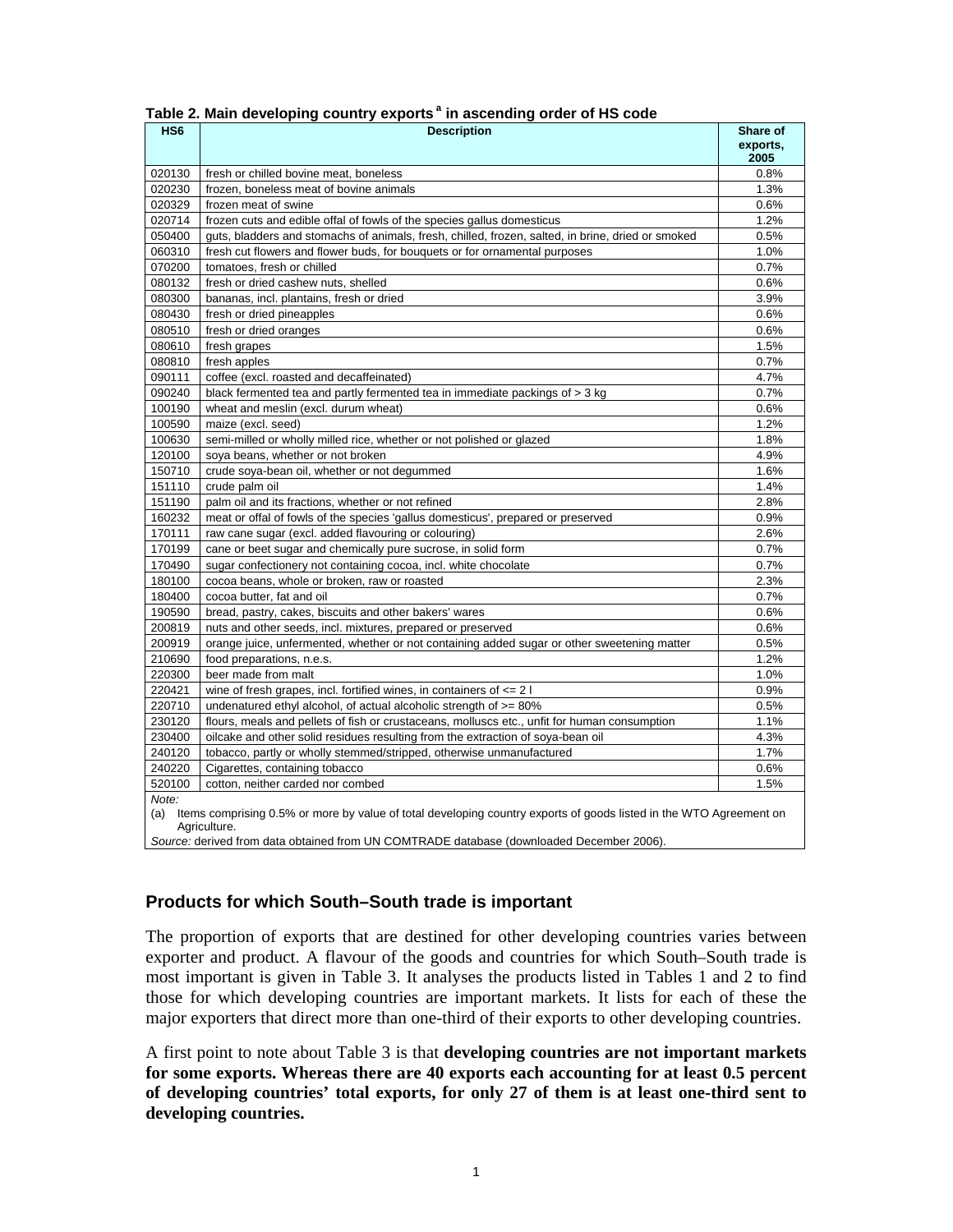**Table 2. Main developing country exports [a] in ascending order of HS code**

| HS6 | Description | Share of exports, 2005 |
|---|---|---|
| 020130 | fresh or chilled bovine meat, boneless | 0.8% |
| 020230 | frozen, boneless meat of bovine animals | 1.3% |
| 020329 | frozen meat of swine | 0.6% |
| 020714 | frozen cuts and edible offal of fowls of the species gallus domesticus | 1.2% |
| 050400 | guts, bladders and stomachs of animals, fresh, chilled, frozen, salted, in brine, dried or smoked | 0.5% |
| 060310 | fresh cut flowers and flower buds, for bouquets or for ornamental purposes | 1.0% |
| 070200 | tomatoes, fresh or chilled | 0.7% |
| 080132 | fresh or dried cashew nuts, shelled | 0.6% |
| 080300 | bananas, incl. plantains, fresh or dried | 3.9% |
| 080430 | fresh or dried pineapples | 0.6% |
| 080510 | fresh or dried oranges | 0.6% |
| 080610 | fresh grapes | 1.5% |
| 080810 | fresh apples | 0.7% |
| 090111 | coffee (excl. roasted and decaffeinated) | 4.7% |
| 090240 | black fermented tea and partly fermented tea in immediate packings of > 3 kg | 0.7% |
| 100190 | wheat and meslin (excl. durum wheat) | 0.6% |
| 100590 | maize (excl. seed) | 1.2% |
| 100630 | semi-milled or wholly milled rice, whether or not polished or glazed | 1.8% |
| 120100 | soya beans, whether or not broken | 4.9% |
| 150710 | crude soya-bean oil, whether or not degummed | 1.6% |
| 151110 | crude palm oil | 1.4% |
| 151190 | palm oil and its fractions, whether or not refined | 2.8% |
| 160232 | meat or offal of fowls of the species 'gallus domesticus', prepared or preserved | 0.9% |
| 170111 | raw cane sugar (excl. added flavouring or colouring) | 2.6% |
| 170199 | cane or beet sugar and chemically pure sucrose, in solid form | 0.7% |
| 170490 | sugar confectionery not containing cocoa, incl. white chocolate | 0.7% |
| 180100 | cocoa beans, whole or broken, raw or roasted | 2.3% |
| 180400 | cocoa butter, fat and oil | 0.7% |
| 190590 | bread, pastry, cakes, biscuits and other bakers' wares | 0.6% |
| 200819 | nuts and other seeds, incl. mixtures, prepared or preserved | 0.6% |
| 200919 | orange juice, unfermented, whether or not containing added sugar or other sweetening matter | 0.5% |
| 210690 | food preparations, n.e.s. | 1.2% |
| 220300 | beer made from malt | 1.0% |
| 220421 | wine of fresh grapes, incl. fortified wines, in containers of <= 2 l | 0.9% |
| 220710 | undenatured ethyl alcohol, of actual alcoholic strength of >= 80% | 0.5% |
| 230120 | flours, meals and pellets of fish or crustaceans, molluscs etc., unfit for human consumption | 1.1% |
| 230400 | oilcake and other solid residues resulting from the extraction of soya-bean oil | 4.3% |
| 240120 | tobacco, partly or wholly stemmed/stripped, otherwise unmanufactured | 1.7% |
| 240220 | Cigarettes, containing tobacco | 0.6% |
| 520100 | cotton, neither carded nor combed | 1.5% |

*Note:*

(a) Items comprising 0.5% or more by value of total developing country exports of goods listed in the WTO Agreement on Agriculture.

*Source:* derived from data obtained from UN COMTRADE database (downloaded December 2006).

## Products for which South–South trade is important

The proportion of exports that are destined for other developing countries varies between exporter and product. A flavour of the goods and countries for which South–South trade is most important is given in Table 3. It analyses the products listed in Tables 1 and 2 to find those for which developing countries are important markets. It lists for each of these the major exporters that direct more than one-third of their exports to other developing countries.

A first point to note about Table 3 is that **developing countries are not important markets for some exports. Whereas there are 40 exports each accounting for at least 0.5 percent of developing countries' total exports, for only 27 of them is at least one-third sent to developing countries.**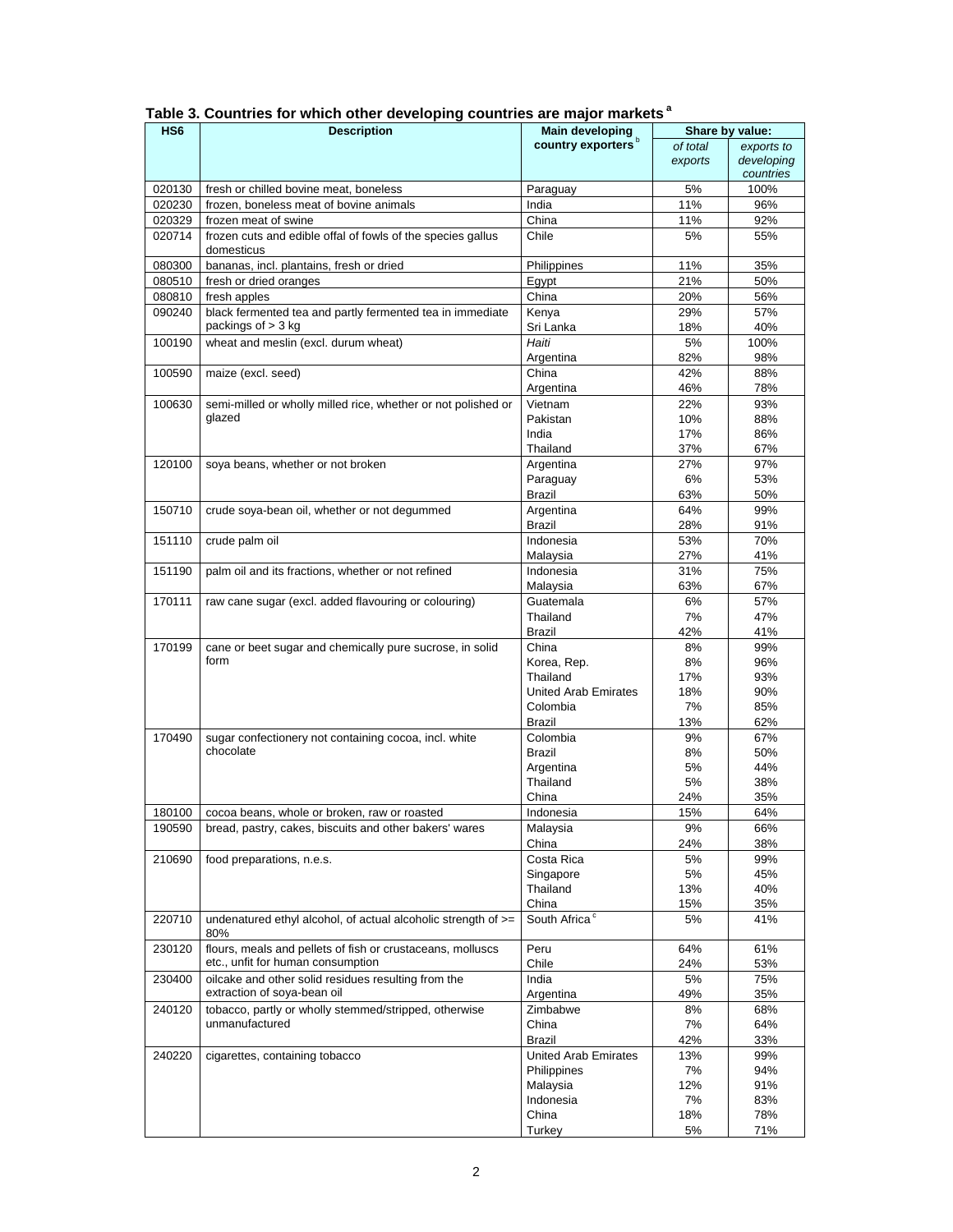**Table 3. Countries for which other developing countries are major markets [a]**

| HS6 | Description | Main developing country exporters [b] | Share by value: | |
|---|---|---|---|---|
| | | | *of total exports* | *exports to developing countries* |
| 020130 | fresh or chilled bovine meat, boneless | Paraguay | 5% | 100% |
| 020230 | frozen, boneless meat of bovine animals | India | 11% | 96% |
| 020329 | frozen meat of swine | China | 11% | 92% |
| 020714 | frozen cuts and edible offal of fowls of the species gallus domesticus | Chile | 5% | 55% |
| 080300 | bananas, incl. plantains, fresh or dried | Philippines | 11% | 35% |
| 080510 | fresh or dried oranges | Egypt | 21% | 50% |
| 080810 | fresh apples | China | 20% | 56% |
| 090240 | black fermented tea and partly fermented tea in immediate packings of > 3 kg | Kenya | 29% | 57% |
| | | Sri Lanka | 18% | 40% |
| 100190 | wheat and meslin (excl. durum wheat) | *Haiti* | 5% | 100% |
| | | Argentina | 82% | 98% |
| 100590 | maize (excl. seed) | China | 42% | 88% |
| | | Argentina | 46% | 78% |
| 100630 | semi-milled or wholly milled rice, whether or not polished or glazed | Vietnam | 22% | 93% |
| | | Pakistan | 10% | 88% |
| | | India | 17% | 86% |
| | | Thailand | 37% | 67% |
| 120100 | soya beans, whether or not broken | Argentina | 27% | 97% |
| | | Paraguay | 6% | 53% |
| | | Brazil | 63% | 50% |
| 150710 | crude soya-bean oil, whether or not degummed | Argentina | 64% | 99% |
| | | Brazil | 28% | 91% |
| 151110 | crude palm oil | Indonesia | 53% | 70% |
| | | Malaysia | 27% | 41% |
| 151190 | palm oil and its fractions, whether or not refined | Indonesia | 31% | 75% |
| | | Malaysia | 63% | 67% |
| 170111 | raw cane sugar (excl. added flavouring or colouring) | Guatemala | 6% | 57% |
| | | Thailand | 7% | 47% |
| | | Brazil | 42% | 41% |
| 170199 | cane or beet sugar and chemically pure sucrose, in solid form | China | 8% | 99% |
| | | Korea, Rep. | 8% | 96% |
| | | Thailand | 17% | 93% |
| | | United Arab Emirates | 18% | 90% |
| | | Colombia | 7% | 85% |
| | | Brazil | 13% | 62% |
| 170490 | sugar confectionery not containing cocoa, incl. white chocolate | Colombia | 9% | 67% |
| | | Brazil | 8% | 50% |
| | | Argentina | 5% | 44% |
| | | Thailand | 5% | 38% |
| | | China | 24% | 35% |
| 180100 | cocoa beans, whole or broken, raw or roasted | Indonesia | 15% | 64% |
| 190590 | bread, pastry, cakes, biscuits and other bakers' wares | Malaysia | 9% | 66% |
| | | China | 24% | 38% |
| 210690 | food preparations, n.e.s. | Costa Rica | 5% | 99% |
| | | Singapore | 5% | 45% |
| | | Thailand | 13% | 40% |
| | | China | 15% | 35% |
| 220710 | undenatured ethyl alcohol, of actual alcoholic strength of >= 80% | South Africa [c] | 5% | 41% |
| 230120 | flours, meals and pellets of fish or crustaceans, molluscs etc., unfit for human consumption | Peru | 64% | 61% |
| | | Chile | 24% | 53% |
| 230400 | oilcake and other solid residues resulting from the extraction of soya-bean oil | India | 5% | 75% |
| | | Argentina | 49% | 35% |
| 240120 | tobacco, partly or wholly stemmed/stripped, otherwise unmanufactured | Zimbabwe | 8% | 68% |
| | | China | 7% | 64% |
| | | Brazil | 42% | 33% |
| 240220 | cigarettes, containing tobacco | United Arab Emirates | 13% | 99% |
| | | Philippines | 7% | 94% |
| | | Malaysia | 12% | 91% |
| | | Indonesia | 7% | 83% |
| | | China | 18% | 78% |
| | | Turkey | 5% | 71% |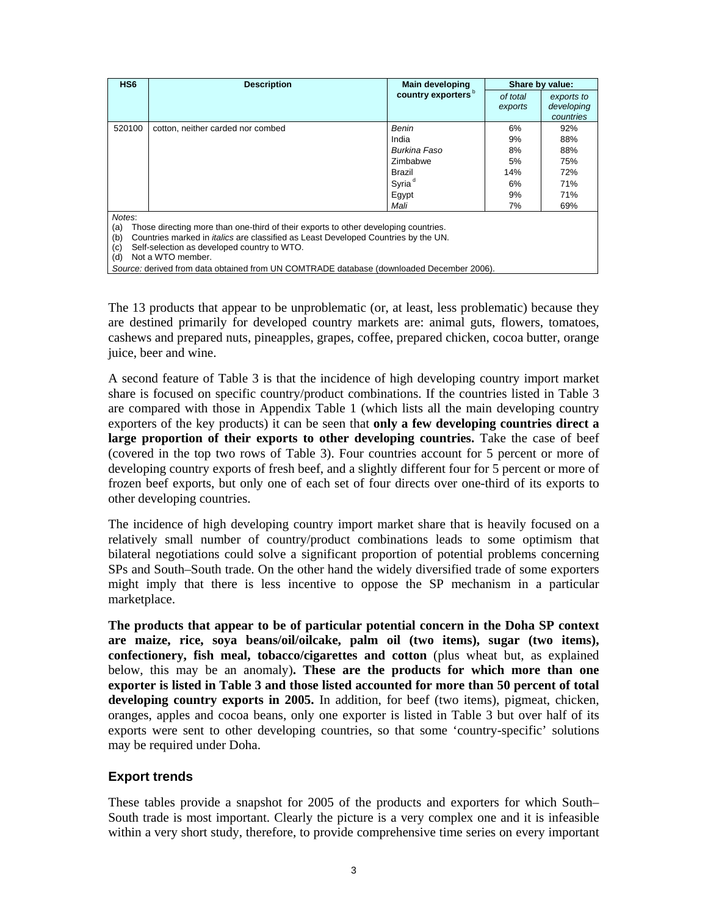| HS6 | Description | Main developing country exporters [b] | Share by value: | |
|---|---|---|---|---|
| | | | *of total exports* | *exports to developing countries* |
| 520100 | cotton, neither carded nor combed | *Benin* | 6% | 92% |
| | | India | 9% | 88% |
| | | *Burkina Faso* | 8% | 88% |
| | | Zimbabwe | 5% | 75% |
| | | Brazil | 14% | 72% |
| | | Syria [d] | 6% | 71% |
| | | Egypt | 9% | 71% |
| | | *Mali* | 7% | 69% |

*Notes*:
(a) Those directing more than one-third of their exports to other developing countries.
(b) Countries marked in *italics* are classified as Least Developed Countries by the UN.
(c) Self-selection as developed country to WTO.
(d) Not a WTO member.
*Source:* derived from data obtained from UN COMTRADE database (downloaded December 2006).

The 13 products that appear to be unproblematic (or, at least, less problematic) because they are destined primarily for developed country markets are: animal guts, flowers, tomatoes, cashews and prepared nuts, pineapples, grapes, coffee, prepared chicken, cocoa butter, orange juice, beer and wine.

A second feature of Table 3 is that the incidence of high developing country import market share is focused on specific country/product combinations. If the countries listed in Table 3 are compared with those in Appendix Table 1 (which lists all the main developing country exporters of the key products) it can be seen that **only a few developing countries direct a large proportion of their exports to other developing countries.** Take the case of beef (covered in the top two rows of Table 3). Four countries account for 5 percent or more of developing country exports of fresh beef, and a slightly different four for 5 percent or more of frozen beef exports, but only one of each set of four directs over one-third of its exports to other developing countries.

The incidence of high developing country import market share that is heavily focused on a relatively small number of country/product combinations leads to some optimism that bilateral negotiations could solve a significant proportion of potential problems concerning SPs and South–South trade. On the other hand the widely diversified trade of some exporters might imply that there is less incentive to oppose the SP mechanism in a particular marketplace.

**The products that appear to be of particular potential concern in the Doha SP context are maize, rice, soya beans/oil/oilcake, palm oil (two items), sugar (two items), confectionery, fish meal, tobacco/cigarettes and cotton** (plus wheat but, as explained below, this may be an anomaly)**. These are the products for which more than one exporter is listed in Table 3 and those listed accounted for more than 50 percent of total developing country exports in 2005.** In addition, for beef (two items), pigmeat, chicken, oranges, apples and cocoa beans, only one exporter is listed in Table 3 but over half of its exports were sent to other developing countries, so that some 'country-specific' solutions may be required under Doha.

## Export trends

These tables provide a snapshot for 2005 of the products and exporters for which South–South trade is most important. Clearly the picture is a very complex one and it is infeasible within a very short study, therefore, to provide comprehensive time series on every important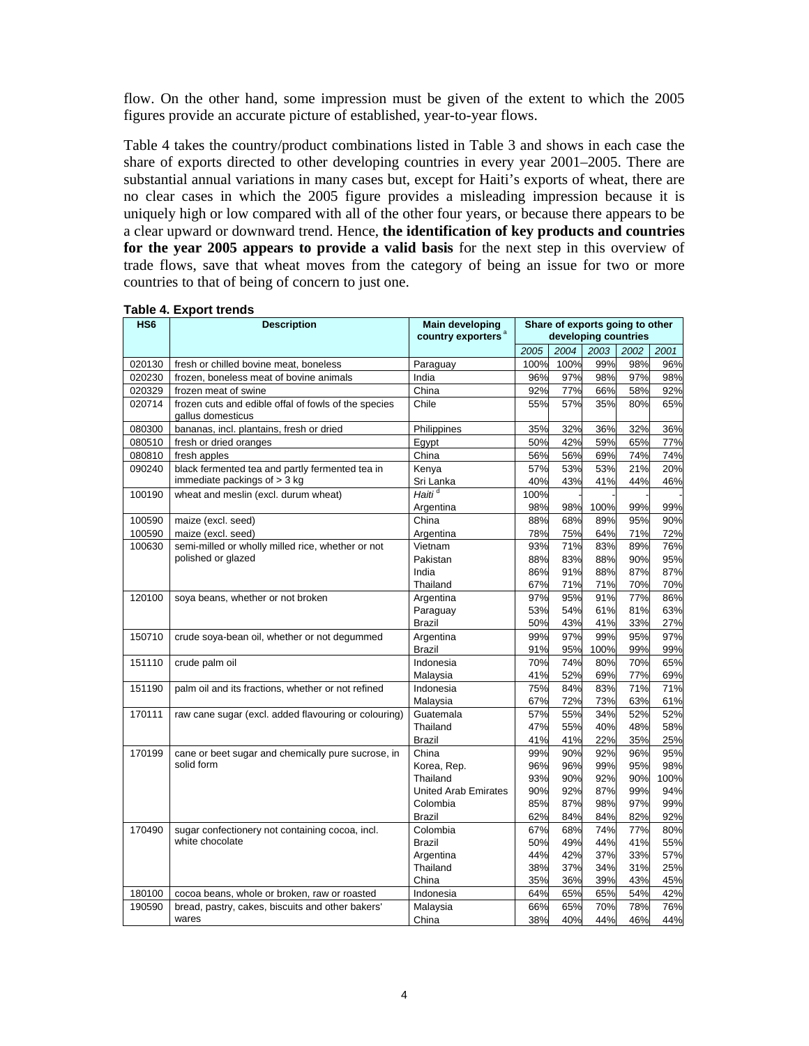flow. On the other hand, some impression must be given of the extent to which the 2005 figures provide an accurate picture of established, year-to-year flows.

Table 4 takes the country/product combinations listed in Table 3 and shows in each case the share of exports directed to other developing countries in every year 2001–2005. There are substantial annual variations in many cases but, except for Haiti's exports of wheat, there are no clear cases in which the 2005 figure provides a misleading impression because it is uniquely high or low compared with all of the other four years, or because there appears to be a clear upward or downward trend. Hence, **the identification of key products and countries for the year 2005 appears to provide a valid basis** for the next step in this overview of trade flows, save that wheat moves from the category of being an issue for two or more countries to that of being of concern to just one.

**Table 4. Export trends**

| HS6 | Description | Main developing country exporters [a] | Share of exports going to other developing countries | | | | |
|---|---|---|---|---|---|---|---|
| | | | 2005 | 2004 | 2003 | 2002 | 2001 |
| 020130 | fresh or chilled bovine meat, boneless | Paraguay | 100% | 100% | 99% | 98% | 96% |
| 020230 | frozen, boneless meat of bovine animals | India | 96% | 97% | 98% | 97% | 98% |
| 020329 | frozen meat of swine | China | 92% | 77% | 66% | 58% | 92% |
| 020714 | frozen cuts and edible offal of fowls of the species gallus domesticus | Chile | 55% | 57% | 35% | 80% | 65% |
| 080300 | bananas, incl. plantains, fresh or dried | Philippines | 35% | 32% | 36% | 32% | 36% |
| 080510 | fresh or dried oranges | Egypt | 50% | 42% | 59% | 65% | 77% |
| 080810 | fresh apples | China | 56% | 56% | 69% | 74% | 74% |
| 090240 | black fermented tea and partly fermented tea in immediate packings of > 3 kg | Kenya | 57% | 53% | 53% | 21% | 20% |
| | | Sri Lanka | 40% | 43% | 41% | 44% | 46% |
| 100190 | wheat and meslin (excl. durum wheat) | *Haiti* [d] | 100% | - | - | - | - |
| | | Argentina | 98% | 98% | 100% | 99% | 99% |
| 100590 | maize (excl. seed) | China | 88% | 68% | 89% | 95% | 90% |
| 100590 | maize (excl. seed) | Argentina | 78% | 75% | 64% | 71% | 72% |
| 100630 | semi-milled or wholly milled rice, whether or not polished or glazed | Vietnam | 93% | 71% | 83% | 89% | 76% |
| | | Pakistan | 88% | 83% | 88% | 90% | 95% |
| | | India | 86% | 91% | 88% | 87% | 87% |
| | | Thailand | 67% | 71% | 71% | 70% | 70% |
| 120100 | soya beans, whether or not broken | Argentina | 97% | 95% | 91% | 77% | 86% |
| | | Paraguay | 53% | 54% | 61% | 81% | 63% |
| | | Brazil | 50% | 43% | 41% | 33% | 27% |
| 150710 | crude soya-bean oil, whether or not degummed | Argentina | 99% | 97% | 99% | 95% | 97% |
| | | Brazil | 91% | 95% | 100% | 99% | 99% |
| 151110 | crude palm oil | Indonesia | 70% | 74% | 80% | 70% | 65% |
| | | Malaysia | 41% | 52% | 69% | 77% | 69% |
| 151190 | palm oil and its fractions, whether or not refined | Indonesia | 75% | 84% | 83% | 71% | 71% |
| | | Malaysia | 67% | 72% | 73% | 63% | 61% |
| 170111 | raw cane sugar (excl. added flavouring or colouring) | Guatemala | 57% | 55% | 34% | 52% | 52% |
| | | Thailand | 47% | 55% | 40% | 48% | 58% |
| | | Brazil | 41% | 41% | 22% | 35% | 25% |
| 170199 | cane or beet sugar and chemically pure sucrose, in solid form | China | 99% | 90% | 92% | 96% | 95% |
| | | Korea, Rep. | 96% | 96% | 99% | 95% | 98% |
| | | Thailand | 93% | 90% | 92% | 90% | 100% |
| | | United Arab Emirates | 90% | 92% | 87% | 99% | 94% |
| | | Colombia | 85% | 87% | 98% | 97% | 99% |
| | | Brazil | 62% | 84% | 84% | 82% | 92% |
| 170490 | sugar confectionery not containing cocoa, incl. white chocolate | Colombia | 67% | 68% | 74% | 77% | 80% |
| | | Brazil | 50% | 49% | 44% | 41% | 55% |
| | | Argentina | 44% | 42% | 37% | 33% | 57% |
| | | Thailand | 38% | 37% | 34% | 31% | 25% |
| | | China | 35% | 36% | 39% | 43% | 45% |
| 180100 | cocoa beans, whole or broken, raw or roasted | Indonesia | 64% | 65% | 65% | 54% | 42% |
| 190590 | bread, pastry, cakes, biscuits and other bakers' wares | Malaysia | 66% | 65% | 70% | 78% | 76% |
| | | China | 38% | 40% | 44% | 46% | 44% |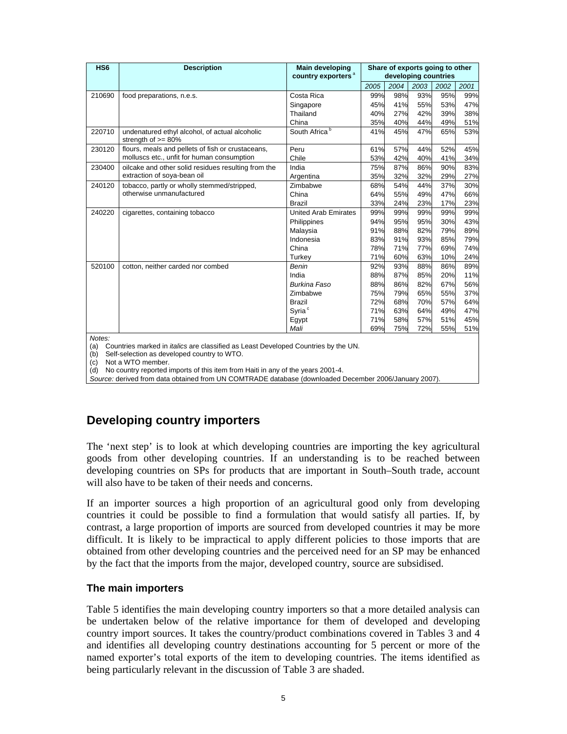| HS6 | Description | Main developing country exporters [a] | Share of exports going to other developing countries | | | | |
|---|---|---|---|---|---|---|---|
| | | | *2005* | *2004* | *2003* | *2002* | *2001* |
| 210690 | food preparations, n.e.s. | Costa Rica | 99% | 98% | 93% | 95% | 99% |
| | | Singapore | 45% | 41% | 55% | 53% | 47% |
| | | Thailand | 40% | 27% | 42% | 39% | 38% |
| | | China | 35% | 40% | 44% | 49% | 51% |
| 220710 | undenatured ethyl alcohol, of actual alcoholic strength of >= 80% | South Africa [b] | 41% | 45% | 47% | 65% | 53% |
| 230120 | flours, meals and pellets of fish or crustaceans, molluscs etc., unfit for human consumption | Peru | 61% | 57% | 44% | 52% | 45% |
| | | Chile | 53% | 42% | 40% | 41% | 34% |
| 230400 | oilcake and other solid residues resulting from the extraction of soya-bean oil | India | 75% | 87% | 86% | 90% | 83% |
| | | Argentina | 35% | 32% | 32% | 29% | 27% |
| 240120 | tobacco, partly or wholly stemmed/stripped, otherwise unmanufactured | Zimbabwe | 68% | 54% | 44% | 37% | 30% |
| | | China | 64% | 55% | 49% | 47% | 66% |
| | | Brazil | 33% | 24% | 23% | 17% | 23% |
| 240220 | cigarettes, containing tobacco | United Arab Emirates | 99% | 99% | 99% | 99% | 99% |
| | | Philippines | 94% | 95% | 95% | 30% | 43% |
| | | Malaysia | 91% | 88% | 82% | 79% | 89% |
| | | Indonesia | 83% | 91% | 93% | 85% | 79% |
| | | China | 78% | 71% | 77% | 69% | 74% |
| | | Turkey | 71% | 60% | 63% | 10% | 24% |
| 520100 | cotton, neither carded nor combed | *Benin* | 92% | 93% | 88% | 86% | 89% |
| | | India | 88% | 87% | 85% | 20% | 11% |
| | | *Burkina Faso* | 88% | 86% | 82% | 67% | 56% |
| | | Zimbabwe | 75% | 79% | 65% | 55% | 37% |
| | | Brazil | 72% | 68% | 70% | 57% | 64% |
| | | Syria [c] | 71% | 63% | 64% | 49% | 47% |
| | | Egypt | 71% | 58% | 57% | 51% | 45% |
| | | *Mali* | 69% | 75% | 72% | 55% | 51% |

*Notes:*
(a) Countries marked in *italics* are classified as Least Developed Countries by the UN.
(b) Self-selection as developed country to WTO.
(c) Not a WTO member.
(d) No country reported imports of this item from Haiti in any of the years 2001-4.
*Source:* derived from data obtained from UN COMTRADE database (downloaded December 2006/January 2007).

## Developing country importers

The 'next step' is to look at which developing countries are importing the key agricultural goods from other developing countries. If an understanding is to be reached between developing countries on SPs for products that are important in South–South trade, account will also have to be taken of their needs and concerns.

If an importer sources a high proportion of an agricultural good only from developing countries it could be possible to find a formulation that would satisfy all parties. If, by contrast, a large proportion of imports are sourced from developed countries it may be more difficult. It is likely to be impractical to apply different policies to those imports that are obtained from other developing countries and the perceived need for an SP may be enhanced by the fact that the imports from the major, developed country, source are subsidised.

### The main importers

Table 5 identifies the main developing country importers so that a more detailed analysis can be undertaken below of the relative importance for them of developed and developing country import sources. It takes the country/product combinations covered in Tables 3 and 4 and identifies all developing country destinations accounting for 5 percent or more of the named exporter's total exports of the item to developing countries. The items identified as being particularly relevant in the discussion of Table 3 are shaded.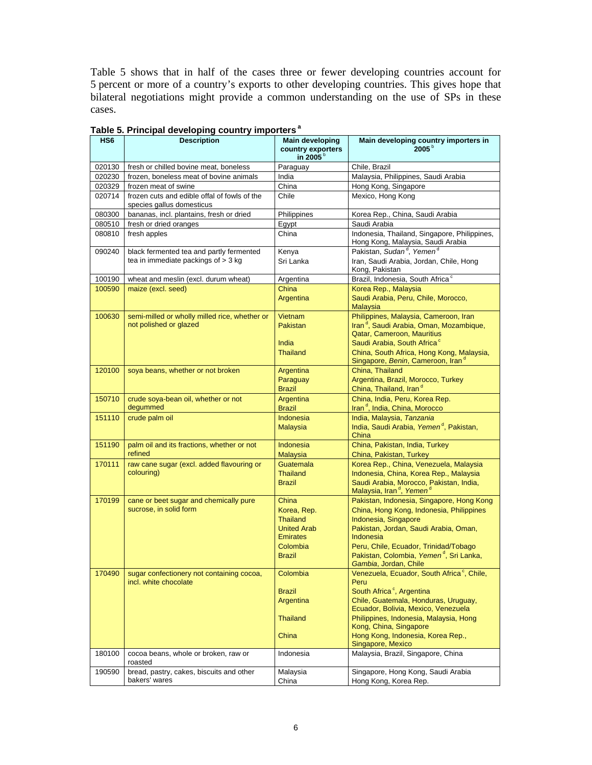Table 5 shows that in half of the cases three or fewer developing countries account for 5 percent or more of a country's exports to other developing countries. This gives hope that bilateral negotiations might provide a common understanding on the use of SPs in these cases.

**Table 5. Principal developing country importers [a]**

| HS6 | Description | Main developing country exporters in 2005 [b] | Main developing country importers in 2005 [b] |
|---|---|---|---|
| 020130 | fresh or chilled bovine meat, boneless | Paraguay | Chile, Brazil |
| 020230 | frozen, boneless meat of bovine animals | India | Malaysia, Philippines, Saudi Arabia |
| 020329 | frozen meat of swine | China | Hong Kong, Singapore |
| 020714 | frozen cuts and edible offal of fowls of the species gallus domesticus | Chile | Mexico, Hong Kong |
| 080300 | bananas, incl. plantains, fresh or dried | Philippines | Korea Rep., China, Saudi Arabia |
| 080510 | fresh or dried oranges | Egypt | Saudi Arabia |
| 080810 | fresh apples | China | Indonesia, Thailand, Singapore, Philippines, Hong Kong, Malaysia, Saudi Arabia |
| 090240 | black fermented tea and partly fermented tea in immediate packings of > 3 kg | Kenya | Pakistan, *Sudan* [d], *Yemen* [d] |
| | | Sri Lanka | Iran, Saudi Arabia, Jordan, Chile, Hong Kong, Pakistan |
| 100190 | wheat and meslin (excl. durum wheat) | Argentina | Brazil, Indonesia, South Africa [c] |
| 100590 | maize (excl. seed) | China | Korea Rep., Malaysia |
| | | Argentina | Saudi Arabia, Peru, Chile, Morocco, Malaysia |
| 100630 | semi-milled or wholly milled rice, whether or not polished or glazed | Vietnam | Philippines, Malaysia, Cameroon, Iran |
| | | Pakistan | Iran [d], Saudi Arabia, Oman, Mozambique, Qatar, Cameroon, Mauritius |
| | | India | Saudi Arabia, South Africa [c] |
| | | Thailand | China, South Africa, Hong Kong, Malaysia, Singapore, *Benin*, Cameroon, Iran [d] |
| 120100 | soya beans, whether or not broken | Argentina | China, Thailand |
| | | Paraguay | Argentina, Brazil, Morocco, Turkey |
| | | Brazil | China, Thailand, Iran [d] |
| 150710 | crude soya-bean oil, whether or not degummed | Argentina | China, India, Peru, Korea Rep. |
| | | Brazil | Iran [d], India, China, Morocco |
| 151110 | crude palm oil | Indonesia | India, Malaysia, *Tanzania* |
| | | Malaysia | India, Saudi Arabia, *Yemen* [d], Pakistan, China |
| 151190 | palm oil and its fractions, whether or not refined | Indonesia | China, Pakistan, India, Turkey |
| | | Malaysia | China, Pakistan, Turkey |
| 170111 | raw cane sugar (excl. added flavouring or colouring) | Guatemala | Korea Rep., China, Venezuela, Malaysia |
| | | Thailand | Indonesia, China, Korea Rep., Malaysia |
| | | Brazil | Saudi Arabia, Morocco, Pakistan, India, Malaysia, Iran [d], *Yemen* [d] |
| 170199 | cane or beet sugar and chemically pure sucrose, in solid form | China | Pakistan, Indonesia, Singapore, Hong Kong |
| | | Korea, Rep. | China, Hong Kong, Indonesia, Philippines |
| | | Thailand | Indonesia, Singapore |
| | | United Arab Emirates | Pakistan, Jordan, Saudi Arabia, Oman, Indonesia |
| | | Colombia | Peru, Chile, Ecuador, Trinidad/Tobago |
| | | Brazil | Pakistan, Colombia, *Yemen* [d], Sri Lanka, *Gambia*, Jordan, Chile |
| 170490 | sugar confectionery not containing cocoa, incl. white chocolate | Colombia | Venezuela, Ecuador, South Africa [c], Chile, Peru |
| | | Brazil | South Africa [c], Argentina |
| | | Argentina | Chile, Guatemala, Honduras, Uruguay, Ecuador, Bolivia, Mexico, Venezuela |
| | | Thailand | Philippines, Indonesia, Malaysia, Hong Kong, China, Singapore |
| | | China | Hong Kong, Indonesia, Korea Rep., Singapore, Mexico |
| 180100 | cocoa beans, whole or broken, raw or roasted | Indonesia | Malaysia, Brazil, Singapore, China |
| 190590 | bread, pastry, cakes, biscuits and other bakers' wares | Malaysia | Singapore, Hong Kong, Saudi Arabia |
| | | China | Hong Kong, Korea Rep. |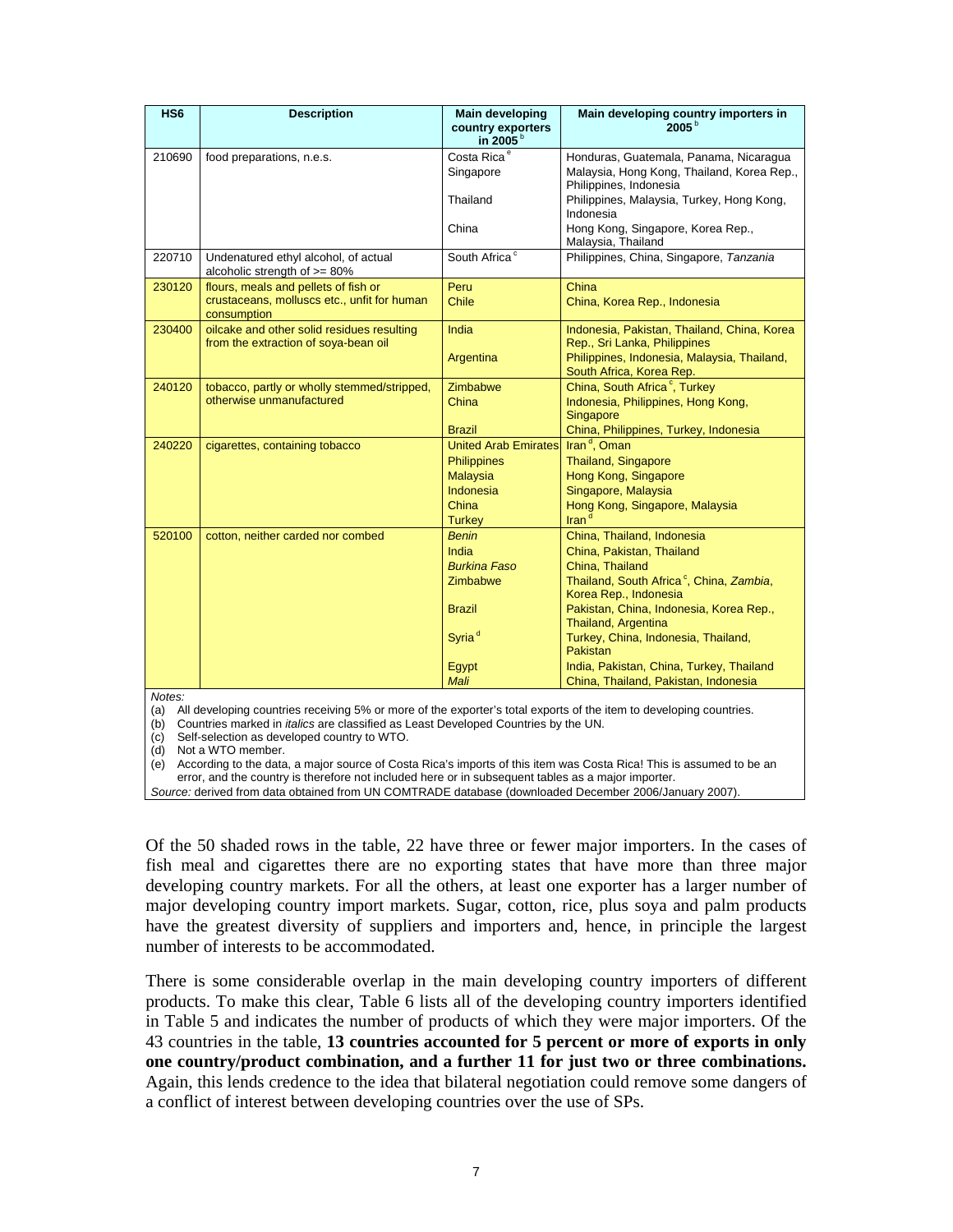| HS6 | Description | Main developing country exporters in 2005 [b] | Main developing country importers in 2005 [b] |
|---|---|---|---|
| 210690 | food preparations, n.e.s. | Costa Rica [e] | Honduras, Guatemala, Panama, Nicaragua |
| | | Singapore | Malaysia, Hong Kong, Thailand, Korea Rep., Philippines, Indonesia |
| | | Thailand | Philippines, Malaysia, Turkey, Hong Kong, Indonesia |
| | | China | Hong Kong, Singapore, Korea Rep., Malaysia, Thailand |
| 220710 | Undenatured ethyl alcohol, of actual alcoholic strength of >= 80% | South Africa [c] | Philippines, China, Singapore, *Tanzania* |
| 230120 | flours, meals and pellets of fish or crustaceans, molluscs etc., unfit for human consumption | Peru | China |
| | | Chile | China, Korea Rep., Indonesia |
| 230400 | oilcake and other solid residues resulting from the extraction of soya-bean oil | India | Indonesia, Pakistan, Thailand, China, Korea Rep., Sri Lanka, Philippines |
| | | Argentina | Philippines, Indonesia, Malaysia, Thailand, South Africa, Korea Rep. |
| 240120 | tobacco, partly or wholly stemmed/stripped, otherwise unmanufactured | Zimbabwe | China, South Africa [c], Turkey |
| | | China | Indonesia, Philippines, Hong Kong, Singapore |
| | | Brazil | China, Philippines, Turkey, Indonesia |
| 240220 | cigarettes, containing tobacco | United Arab Emirates | Iran [d], Oman |
| | | Philippines | Thailand, Singapore |
| | | Malaysia | Hong Kong, Singapore |
| | | Indonesia | Singapore, Malaysia |
| | | China | Hong Kong, Singapore, Malaysia |
| | | Turkey | Iran [d] |
| 520100 | cotton, neither carded nor combed | *Benin* | China, Thailand, Indonesia |
| | | India | China, Pakistan, Thailand |
| | | *Burkina Faso* | China, Thailand |
| | | Zimbabwe | Thailand, South Africa [c], China, *Zambia*, Korea Rep., Indonesia |
| | | Brazil | Pakistan, China, Indonesia, Korea Rep., Thailand, Argentina |
| | | Syria [d] | Turkey, China, Indonesia, Thailand, Pakistan |
| | | Egypt | India, Pakistan, China, Turkey, Thailand |
| | | *Mali* | China, Thailand, Pakistan, Indonesia |

*Notes:*

(a) All developing countries receiving 5% or more of the exporter's total exports of the item to developing countries.

(b) Countries marked in *italics* are classified as Least Developed Countries by the UN.

(c) Self-selection as developed country to WTO.

(d) Not a WTO member.

(e) According to the data, a major source of Costa Rica's imports of this item was Costa Rica! This is assumed to be an error, and the country is therefore not included here or in subsequent tables as a major importer.

*Source:* derived from data obtained from UN COMTRADE database (downloaded December 2006/January 2007).

Of the 50 shaded rows in the table, 22 have three or fewer major importers. In the cases of fish meal and cigarettes there are no exporting states that have more than three major developing country markets. For all the others, at least one exporter has a larger number of major developing country import markets. Sugar, cotton, rice, plus soya and palm products have the greatest diversity of suppliers and importers and, hence, in principle the largest number of interests to be accommodated.

There is some considerable overlap in the main developing country importers of different products. To make this clear, Table 6 lists all of the developing country importers identified in Table 5 and indicates the number of products of which they were major importers. Of the 43 countries in the table, **13 countries accounted for 5 percent or more of exports in only one country/product combination, and a further 11 for just two or three combinations.** Again, this lends credence to the idea that bilateral negotiation could remove some dangers of a conflict of interest between developing countries over the use of SPs.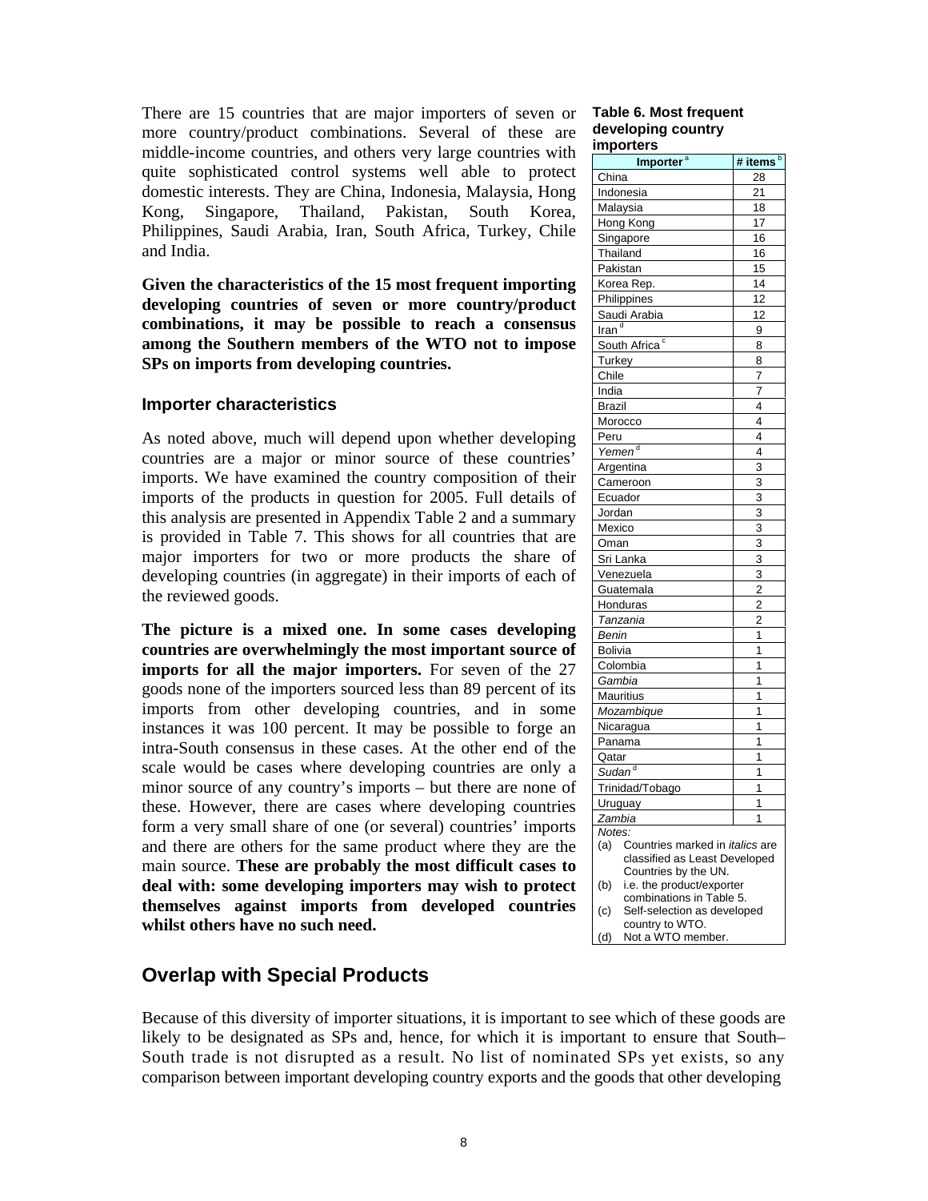There are 15 countries that are major importers of seven or more country/product combinations. Several of these are middle-income countries, and others very large countries with quite sophisticated control systems well able to protect domestic interests. They are China, Indonesia, Malaysia, Hong Kong, Singapore, Thailand, Pakistan, South Korea, Philippines, Saudi Arabia, Iran, South Africa, Turkey, Chile and India.

**Given the characteristics of the 15 most frequent importing developing countries of seven or more country/product combinations, it may be possible to reach a consensus among the Southern members of the WTO not to impose SPs on imports from developing countries.**

**Table 6. Most frequent developing country importers**

| Importer [a] | # items [b] |
|---|---|
| China | 28 |
| Indonesia | 21 |
| Malaysia | 18 |
| Hong Kong | 17 |
| Singapore | 16 |
| Thailand | 16 |
| Pakistan | 15 |
| Korea Rep. | 14 |
| Philippines | 12 |
| Saudi Arabia | 12 |
| Iran [d] | 9 |
| South Africa [c] | 8 |
| Turkey | 8 |
| Chile | 7 |
| India | 7 |
| Brazil | 4 |
| Morocco | 4 |
| Peru | 4 |
| *Yemen* [d] | 4 |
| Argentina | 3 |
| Cameroon | 3 |
| Ecuador | 3 |
| Jordan | 3 |
| Mexico | 3 |
| Oman | 3 |
| Sri Lanka | 3 |
| Venezuela | 3 |
| Guatemala | 2 |
| Honduras | 2 |
| *Tanzania* | 2 |
| *Benin* | 1 |
| Bolivia | 1 |
| Colombia | 1 |
| *Gambia* | 1 |
| Mauritius | 1 |
| *Mozambique* | 1 |
| Nicaragua | 1 |
| Panama | 1 |
| Qatar | 1 |
| *Sudan* [d] | 1 |
| Trinidad/Tobago | 1 |
| Uruguay | 1 |
| *Zambia* | 1 |

*Notes:*
(a) Countries marked in *italics* are classified as Least Developed Countries by the UN.
(b) i.e. the product/exporter combinations in Table 5.
(c) Self-selection as developed country to WTO.
(d) Not a WTO member.

### Importer characteristics

As noted above, much will depend upon whether developing countries are a major or minor source of these countries' imports. We have examined the country composition of their imports of the products in question for 2005. Full details of this analysis are presented in Appendix Table 2 and a summary is provided in Table 7. This shows for all countries that are major importers for two or more products the share of developing countries (in aggregate) in their imports of each of the reviewed goods.

**The picture is a mixed one. In some cases developing countries are overwhelmingly the most important source of imports for all the major importers.** For seven of the 27 goods none of the importers sourced less than 89 percent of its imports from other developing countries, and in some instances it was 100 percent. It may be possible to forge an intra-South consensus in these cases. At the other end of the scale would be cases where developing countries are only a minor source of any country's imports – but there are none of these. However, there are cases where developing countries form a very small share of one (or several) countries' imports and there are others for the same product where they are the main source. **These are probably the most difficult cases to deal with: some developing importers may wish to protect themselves against imports from developed countries whilst others have no such need.**

## Overlap with Special Products

Because of this diversity of importer situations, it is important to see which of these goods are likely to be designated as SPs and, hence, for which it is important to ensure that South–South trade is not disrupted as a result. No list of nominated SPs yet exists, so any comparison between important developing country exports and the goods that other developing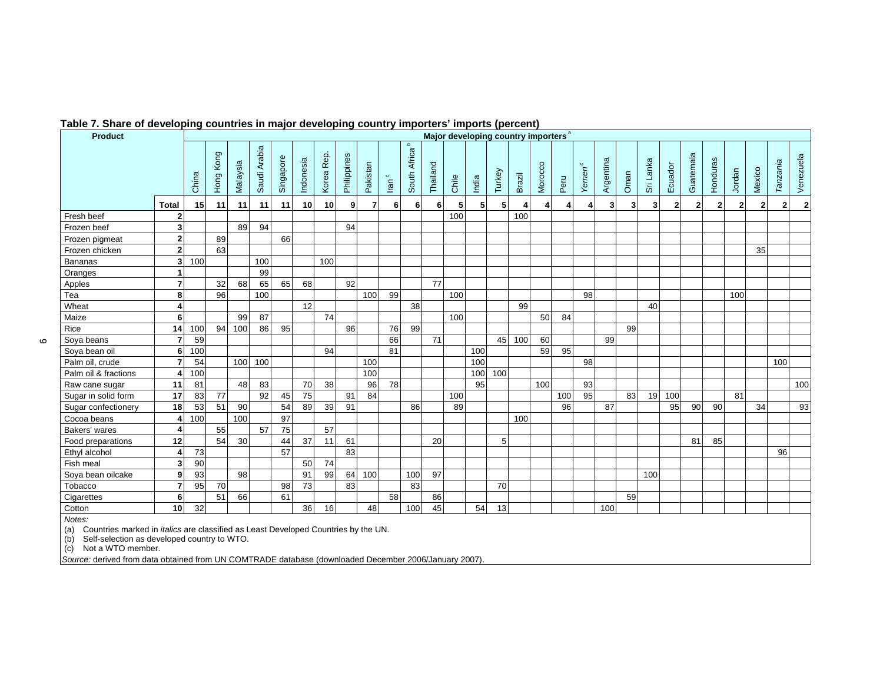**Table 7. Share of developing countries in major developing country importers' imports (percent)**

| Product | | Major developing country importers [a] | | | | | | | | | | | | | | | | | | | | | | | | | | | | |
|---|---|---|---|---|---|---|---|---|---|---|---|---|---|---|---|---|---|---|---|---|---|---|---|---|---|---|---|---|---|---|
| | | China | Hong Kong | Malaysia | Saudi Arabia | Singapore | Indonesia | Korea Rep. | Philippines | Pakistan | Iran [c] | South Africa [b] | Thailand | Chile | India | Turkey | Brazil | Morocco | Peru | *Yemen* [c] | Argentina | Oman | Sri Lanka | Ecuador | Guatemala | Honduras | Jordan | Mexico | *Tanzania* | Venezuela |
| | **Total** | **15** | **11** | **11** | **11** | **11** | **10** | **10** | **9** | **7** | **6** | **6** | **6** | **5** | **5** | **5** | **4** | **4** | **4** | **4** | **3** | **3** | **3** | **2** | **2** | **2** | **2** | **2** | **2** | **2** |
| Fresh beef | **2** | | | | | | | | | | | | | 100 | | | 100 | | | | | | | | | | | | | |
| Frozen beef | **3** | | | 89 | 94 | | | | 94 | | | | | | | | | | | | | | | | | | | | | |
| Frozen pigmeat | **2** | | 89 | | | 66 | | | | | | | | | | | | | | | | | | | | | | | | |
| Frozen chicken | **2** | | 63 | | | | | | | | | | | | | | | | | | | | | | | | | 35 | | |
| Bananas | **3** | 100 | | | 100 | | | 100 | | | | | | | | | | | | | | | | | | | | | | |
| Oranges | **1** | | | | 99 | | | | | | | | | | | | | | | | | | | | | | | | | |
| Apples | **7** | | 32 | 68 | 65 | 65 | 68 | | 92 | | | | 77 | | | | | | | | | | | | | | | | | |
| Tea | **8** | | 96 | | 100 | | | | | 100 | 99 | | | 100 | | | | | | 98 | | | | | | | 100 | | | |
| Wheat | **4** | | | | | | 12 | | | | | 38 | | | | | 99 | | | | | | 40 | | | | | | | |
| Maize | **6** | | | 99 | 87 | | | 74 | | | | | | 100 | | | | 50 | 84 | | | | | | | | | | | |
| Rice | **14** | 100 | 94 | 100 | 86 | 95 | | | 96 | | 76 | 99 | | | | | | | | | | 99 | | | | | | | | |
| Soya beans | **7** | 59 | | | | | | | | | 66 | | 71 | | | 45 | 100 | 60 | | | 99 | | | | | | | | | |
| Soya bean oil | **6** | 100 | | | | | | 94 | | | 81 | | | | 100 | | | 59 | 95 | | | | | | | | | | | |
| Palm oil, crude | **7** | 54 | | 100 | 100 | | | | | 100 | | | | | 100 | | | | | 98 | | | | | | | | | 100 | |
| Palm oil & fractions | **4** | 100 | | | | | | | | 100 | | | | | 100 | 100 | | | | | | | | | | | | | | |
| Raw cane sugar | **11** | 81 | | 48 | 83 | | 70 | 38 | | 96 | 78 | | | | 95 | | | 100 | | 93 | | | | | | | | | | 100 |
| Sugar in solid form | **17** | 83 | 77 | | 92 | 45 | 75 | | 91 | 84 | | | | 100 | | | | | 100 | 95 | | 83 | 19 | 100 | | | 81 | | | |
| Sugar confectionery | **18** | 53 | 51 | 90 | | 54 | 89 | 39 | 91 | | | 86 | | 89 | | | | | 96 | | 87 | | | 95 | 90 | 90 | | 34 | | 93 |
| Cocoa beans | **4** | 100 | | 100 | | 97 | | | | | | | | | | | 100 | | | | | | | | | | | | | |
| Bakers' wares | **4** | | 55 | | 57 | 75 | | 57 | | | | | | | | | | | | | | | | | | | | | | |
| Food preparations | **12** | | 54 | 30 | | 44 | 37 | 11 | 61 | | | | 20 | | | 5 | | | | | | | | | 81 | 85 | | | | |
| Ethyl alcohol | **4** | 73 | | | | 57 | | | 83 | | | | | | | | | | | | | | | | | | | | 96 | |
| Fish meal | **3** | 90 | | | | | 50 | 74 | | | | | | | | | | | | | | | | | | | | | | |
| Soya bean oilcake | **9** | 93 | | 98 | | | 91 | 99 | 64 | 100 | | 100 | 97 | | | | | | | | | | 100 | | | | | | | |
| Tobacco | **7** | 95 | 70 | | | 98 | 73 | | 83 | | | 83 | | | | 70 | | | | | | | | | | | | | | |
| Cigarettes | **6** | | 51 | 66 | | 61 | | | | | 58 | | 86 | | | | | | | | | 59 | | | | | | | | |
| Cotton | **10** | 32 | | | | | 36 | 16 | | 48 | | 100 | 45 | | 54 | 13 | | | | | 100 | | | | | | | | | |

*Notes:*
(a) Countries marked in *italics* are classified as Least Developed Countries by the UN.
(b) Self-selection as developed country to WTO.
(c) Not a WTO member.

*Source:* derived from data obtained from UN COMTRADE database (downloaded December 2006/January 2007).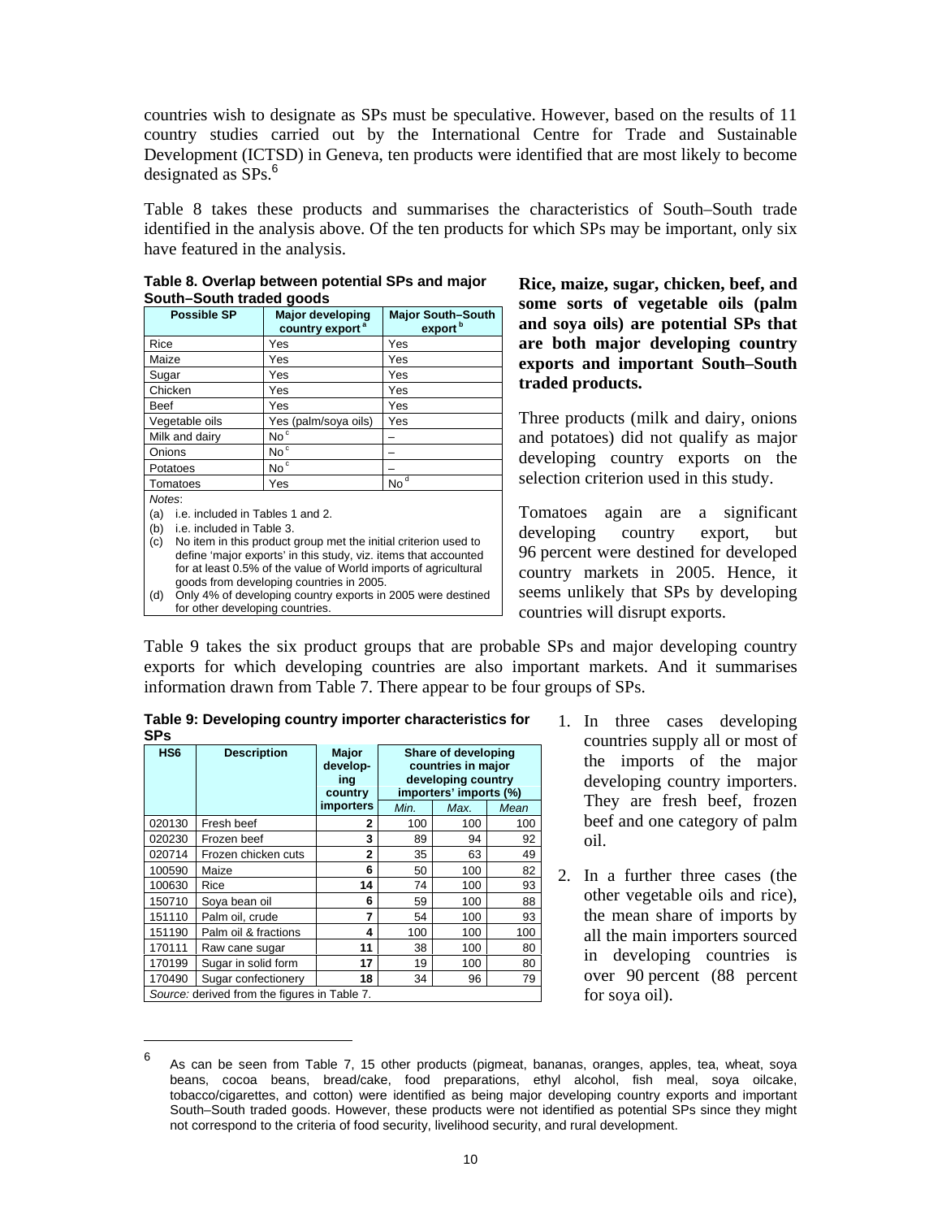countries wish to designate as SPs must be speculative. However, based on the results of 11 country studies carried out by the International Centre for Trade and Sustainable Development (ICTSD) in Geneva, ten products were identified that are most likely to become designated as SPs.[6]

Table 8 takes these products and summarises the characteristics of South–South trade identified in the analysis above. Of the ten products for which SPs may be important, only six have featured in the analysis.

**Table 8. Overlap between potential SPs and major South–South traded goods**

| Possible SP | Major developing country export [a] | Major South–South export [b] |
|---|---|---|
| Rice | Yes | Yes |
| Maize | Yes | Yes |
| Sugar | Yes | Yes |
| Chicken | Yes | Yes |
| Beef | Yes | Yes |
| Vegetable oils | Yes (palm/soya oils) | Yes |
| Milk and dairy | No [c] | – |
| Onions | No [c] | – |
| Potatoes | No [c] | – |
| Tomatoes | Yes | No [d] |

*Notes*:
(a) i.e. included in Tables 1 and 2.
(b) i.e. included in Table 3.
(c) No item in this product group met the initial criterion used to define 'major exports' in this study, viz. items that accounted for at least 0.5% of the value of World imports of agricultural goods from developing countries in 2005.
(d) Only 4% of developing country exports in 2005 were destined for other developing countries.

**Rice, maize, sugar, chicken, beef, and some sorts of vegetable oils (palm and soya oils) are potential SPs that are both major developing country exports and important South–South traded products.**

Three products (milk and dairy, onions and potatoes) did not qualify as major developing country exports on the selection criterion used in this study.

Tomatoes again are a significant developing country export, but 96 percent were destined for developed country markets in 2005. Hence, it seems unlikely that SPs by developing countries will disrupt exports.

Table 9 takes the six product groups that are probable SPs and major developing country exports for which developing countries are also important markets. And it summarises information drawn from Table 7. There appear to be four groups of SPs.

**Table 9: Developing country importer characteristics for SPs**

| HS6 | Description | Major developing country importers | Share of developing countries in major developing country importers' imports (%) | | |
|---|---|---|---|---|---|
| | | | Min. | Max. | Mean |
| 020130 | Fresh beef | 2 | 100 | 100 | 100 |
| 020230 | Frozen beef | 3 | 89 | 94 | 92 |
| 020714 | Frozen chicken cuts | 2 | 35 | 63 | 49 |
| 100590 | Maize | 6 | 50 | 100 | 82 |
| 100630 | Rice | 14 | 74 | 100 | 93 |
| 150710 | Soya bean oil | 6 | 59 | 100 | 88 |
| 151110 | Palm oil, crude | 7 | 54 | 100 | 93 |
| 151190 | Palm oil & fractions | 4 | 100 | 100 | 100 |
| 170111 | Raw cane sugar | 11 | 38 | 100 | 80 |
| 170199 | Sugar in solid form | 17 | 19 | 100 | 80 |
| 170490 | Sugar confectionery | 18 | 34 | 96 | 79 |

*Source:* derived from the figures in Table 7.

1. In three cases developing countries supply all or most of the imports of the major developing country importers. They are fresh beef, frozen beef and one category of palm oil.

2. In a further three cases (the other vegetable oils and rice), the mean share of imports by all the main importers sourced in developing countries is over 90 percent (88 percent for soya oil).

[6] As can be seen from Table 7, 15 other products (pigmeat, bananas, oranges, apples, tea, wheat, soya beans, cocoa beans, bread/cake, food preparations, ethyl alcohol, fish meal, soya oilcake, tobacco/cigarettes, and cotton) were identified as being major developing country exports and important South–South traded goods. However, these products were not identified as potential SPs since they might not correspond to the criteria of food security, livelihood security, and rural development.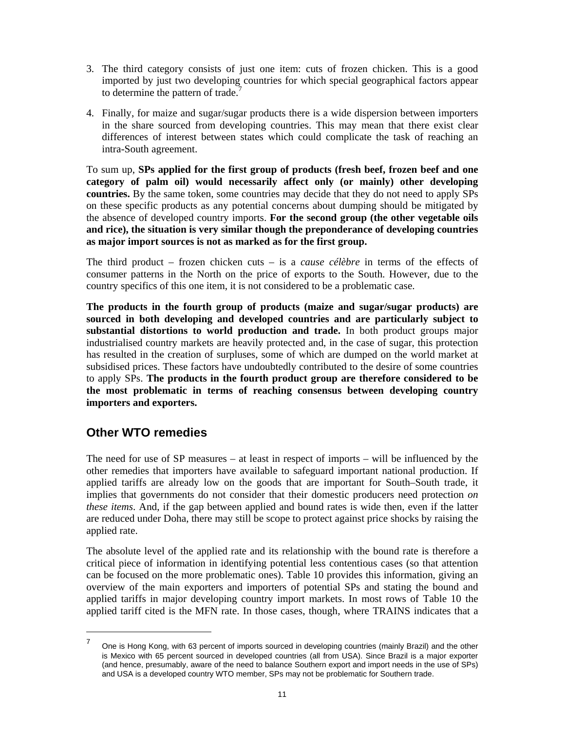3. The third category consists of just one item: cuts of frozen chicken. This is a good imported by just two developing countries for which special geographical factors appear to determine the pattern of trade.[7]

4. Finally, for maize and sugar/sugar products there is a wide dispersion between importers in the share sourced from developing countries. This may mean that there exist clear differences of interest between states which could complicate the task of reaching an intra-South agreement.

To sum up, **SPs applied for the first group of products (fresh beef, frozen beef and one category of palm oil) would necessarily affect only (or mainly) other developing countries.** By the same token, some countries may decide that they do not need to apply SPs on these specific products as any potential concerns about dumping should be mitigated by the absence of developed country imports. **For the second group (the other vegetable oils and rice), the situation is very similar though the preponderance of developing countries as major import sources is not as marked as for the first group.**

The third product – frozen chicken cuts – is a *cause célèbre* in terms of the effects of consumer patterns in the North on the price of exports to the South. However, due to the country specifics of this one item, it is not considered to be a problematic case.

**The products in the fourth group of products (maize and sugar/sugar products) are sourced in both developing and developed countries and are particularly subject to substantial distortions to world production and trade.** In both product groups major industrialised country markets are heavily protected and, in the case of sugar, this protection has resulted in the creation of surpluses, some of which are dumped on the world market at subsidised prices. These factors have undoubtedly contributed to the desire of some countries to apply SPs. **The products in the fourth product group are therefore considered to be the most problematic in terms of reaching consensus between developing country importers and exporters.**

## Other WTO remedies

The need for use of SP measures – at least in respect of imports – will be influenced by the other remedies that importers have available to safeguard important national production. If applied tariffs are already low on the goods that are important for South–South trade, it implies that governments do not consider that their domestic producers need protection *on these items*. And, if the gap between applied and bound rates is wide then, even if the latter are reduced under Doha, there may still be scope to protect against price shocks by raising the applied rate.

The absolute level of the applied rate and its relationship with the bound rate is therefore a critical piece of information in identifying potential less contentious cases (so that attention can be focused on the more problematic ones). Table 10 provides this information, giving an overview of the main exporters and importers of potential SPs and stating the bound and applied tariffs in major developing country import markets. In most rows of Table 10 the applied tariff cited is the MFN rate. In those cases, though, where TRAINS indicates that a

---

[7] One is Hong Kong, with 63 percent of imports sourced in developing countries (mainly Brazil) and the other is Mexico with 65 percent sourced in developed countries (all from USA). Since Brazil is a major exporter (and hence, presumably, aware of the need to balance Southern export and import needs in the use of SPs) and USA is a developed country WTO member, SPs may not be problematic for Southern trade.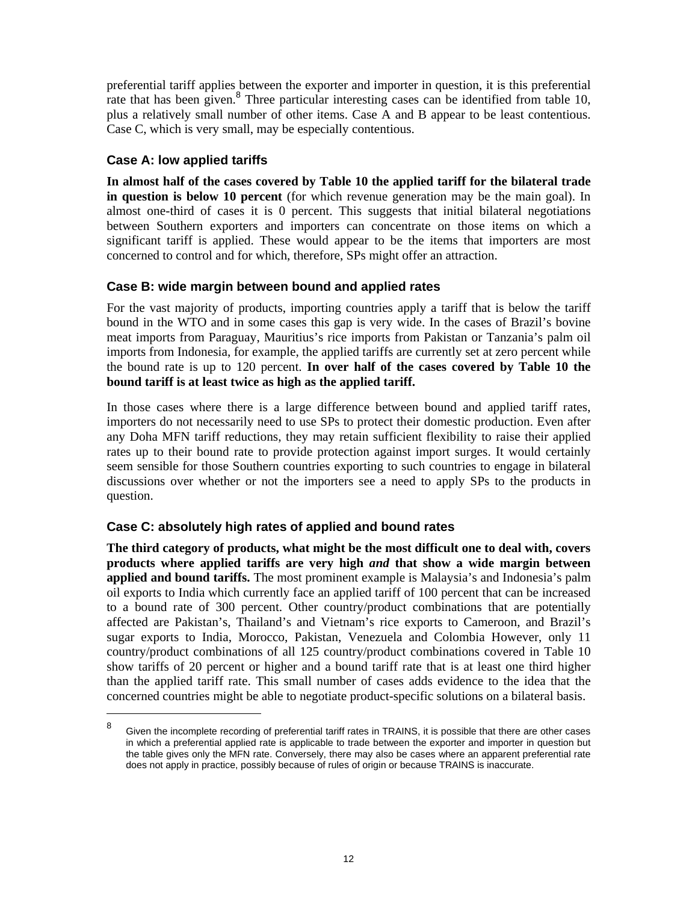preferential tariff applies between the exporter and importer in question, it is this preferential rate that has been given.[8] Three particular interesting cases can be identified from table 10, plus a relatively small number of other items. Case A and B appear to be least contentious. Case C, which is very small, may be especially contentious.

### Case A: low applied tariffs

**In almost half of the cases covered by Table 10 the applied tariff for the bilateral trade in question is below 10 percent** (for which revenue generation may be the main goal). In almost one-third of cases it is 0 percent. This suggests that initial bilateral negotiations between Southern exporters and importers can concentrate on those items on which a significant tariff is applied. These would appear to be the items that importers are most concerned to control and for which, therefore, SPs might offer an attraction.

### Case B: wide margin between bound and applied rates

For the vast majority of products, importing countries apply a tariff that is below the tariff bound in the WTO and in some cases this gap is very wide. In the cases of Brazil's bovine meat imports from Paraguay, Mauritius's rice imports from Pakistan or Tanzania's palm oil imports from Indonesia, for example, the applied tariffs are currently set at zero percent while the bound rate is up to 120 percent. **In over half of the cases covered by Table 10 the bound tariff is at least twice as high as the applied tariff.**

In those cases where there is a large difference between bound and applied tariff rates, importers do not necessarily need to use SPs to protect their domestic production. Even after any Doha MFN tariff reductions, they may retain sufficient flexibility to raise their applied rates up to their bound rate to provide protection against import surges. It would certainly seem sensible for those Southern countries exporting to such countries to engage in bilateral discussions over whether or not the importers see a need to apply SPs to the products in question.

### Case C: absolutely high rates of applied and bound rates

**The third category of products, what might be the most difficult one to deal with, covers products where applied tariffs are very high *and* that show a wide margin between applied and bound tariffs.** The most prominent example is Malaysia's and Indonesia's palm oil exports to India which currently face an applied tariff of 100 percent that can be increased to a bound rate of 300 percent. Other country/product combinations that are potentially affected are Pakistan's, Thailand's and Vietnam's rice exports to Cameroon, and Brazil's sugar exports to India, Morocco, Pakistan, Venezuela and Colombia However, only 11 country/product combinations of all 125 country/product combinations covered in Table 10 show tariffs of 20 percent or higher and a bound tariff rate that is at least one third higher than the applied tariff rate. This small number of cases adds evidence to the idea that the concerned countries might be able to negotiate product-specific solutions on a bilateral basis.

---

[8] Given the incomplete recording of preferential tariff rates in TRAINS, it is possible that there are other cases in which a preferential applied rate is applicable to trade between the exporter and importer in question but the table gives only the MFN rate. Conversely, there may also be cases where an apparent preferential rate does not apply in practice, possibly because of rules of origin or because TRAINS is inaccurate.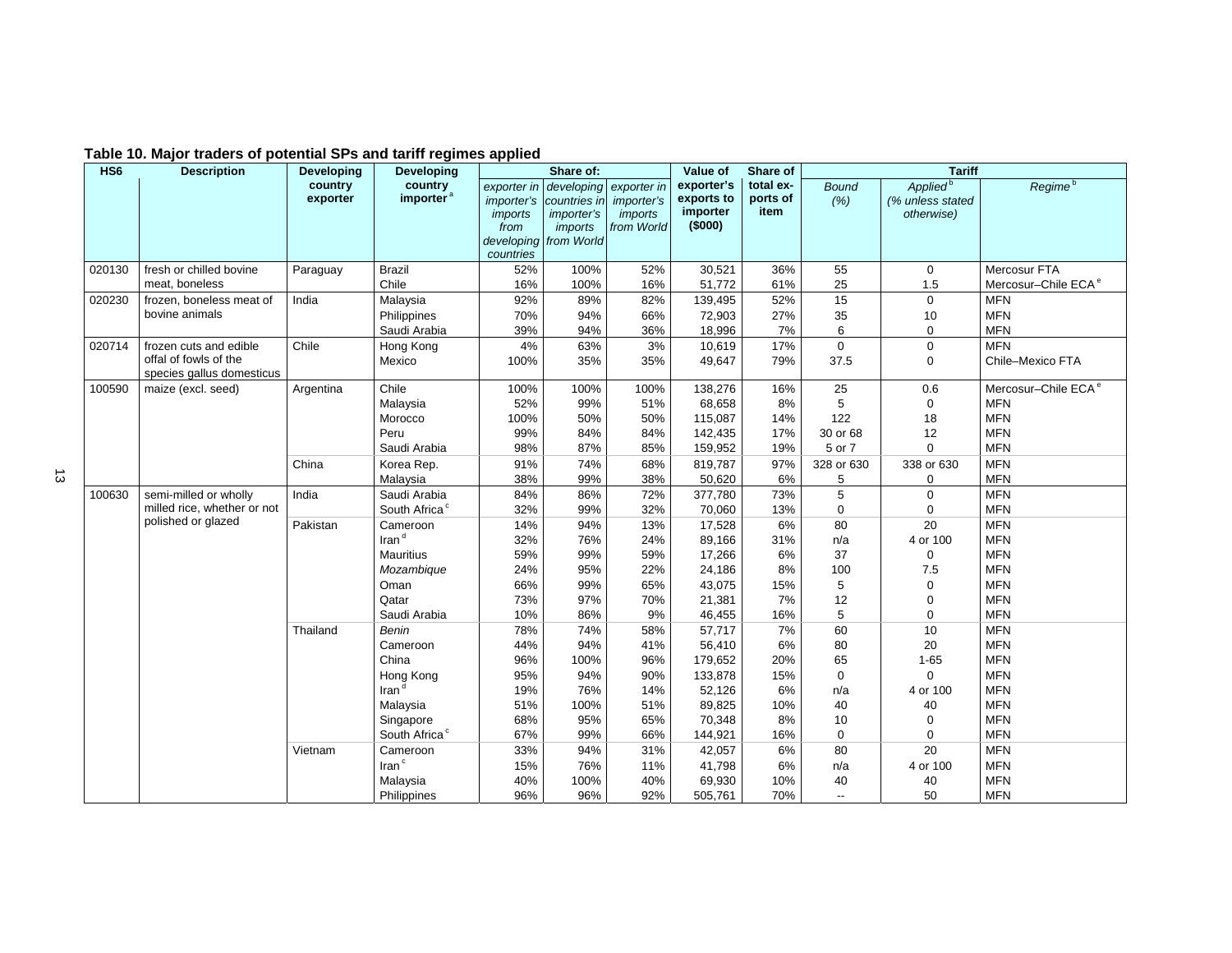**Table 10. Major traders of potential SPs and tariff regimes applied**

| HS6 | Description | Developing country exporter | Developing country importer [a] | Share of: | | | Value of exporter's exports to importer ($000) | Share of total exports of item | Tariff | | |
|---|---|---|---|---|---|---|---|---|---|---|---|
| | | | | *exporter in importer's imports from developing countries* | *developing countries in importer's imports from World* | *exporter in importer's imports from World* | | | *Bound (%)* | *Applied* [b] *(% unless stated otherwise)* | *Regime* [b] |
| 020130 | fresh or chilled bovine meat, boneless | Paraguay | Brazil | 52% | 100% | 52% | 30,521 | 36% | 55 | 0 | Mercosur FTA |
| | | | Chile | 16% | 100% | 16% | 51,772 | 61% | 25 | 1.5 | Mercosur–Chile ECA [e] |
| 020230 | frozen, boneless meat of bovine animals | India | Malaysia | 92% | 89% | 82% | 139,495 | 52% | 15 | 0 | MFN |
| | | | Philippines | 70% | 94% | 66% | 72,903 | 27% | 35 | 10 | MFN |
| | | | Saudi Arabia | 39% | 94% | 36% | 18,996 | 7% | 6 | 0 | MFN |
| 020714 | frozen cuts and edible offal of fowls of the species gallus domesticus | Chile | Hong Kong | 4% | 63% | 3% | 10,619 | 17% | 0 | 0 | MFN |
| | | | Mexico | 100% | 35% | 35% | 49,647 | 79% | 37.5 | 0 | Chile–Mexico FTA |
| 100590 | maize (excl. seed) | Argentina | Chile | 100% | 100% | 100% | 138,276 | 16% | 25 | 0.6 | Mercosur–Chile ECA [e] |
| | | | Malaysia | 52% | 99% | 51% | 68,658 | 8% | 5 | 0 | MFN |
| | | | Morocco | 100% | 50% | 50% | 115,087 | 14% | 122 | 18 | MFN |
| | | | Peru | 99% | 84% | 84% | 142,435 | 17% | 30 or 68 | 12 | MFN |
| | | | Saudi Arabia | 98% | 87% | 85% | 159,952 | 19% | 5 or 7 | 0 | MFN |
| | | China | Korea Rep. | 91% | 74% | 68% | 819,787 | 97% | 328 or 630 | 338 or 630 | MFN |
| | | | Malaysia | 38% | 99% | 38% | 50,620 | 6% | 5 | 0 | MFN |
| 100630 | semi-milled or wholly milled rice, whether or not polished or glazed | India | Saudi Arabia | 84% | 86% | 72% | 377,780 | 73% | 5 | 0 | MFN |
| | | | South Africa [c] | 32% | 99% | 32% | 70,060 | 13% | 0 | 0 | MFN |
| | | Pakistan | Cameroon | 14% | 94% | 13% | 17,528 | 6% | 80 | 20 | MFN |
| | | | Iran [d] | 32% | 76% | 24% | 89,166 | 31% | n/a | 4 or 100 | MFN |
| | | | Mauritius | 59% | 99% | 59% | 17,266 | 6% | 37 | 0 | MFN |
| | | | *Mozambique* | 24% | 95% | 22% | 24,186 | 8% | 100 | 7.5 | MFN |
| | | | Oman | 66% | 99% | 65% | 43,075 | 15% | 5 | 0 | MFN |
| | | | Qatar | 73% | 97% | 70% | 21,381 | 7% | 12 | 0 | MFN |
| | | | Saudi Arabia | 10% | 86% | 9% | 46,455 | 16% | 5 | 0 | MFN |
| | | Thailand | *Benin* | 78% | 74% | 58% | 57,717 | 7% | 60 | 10 | MFN |
| | | | Cameroon | 44% | 94% | 41% | 56,410 | 6% | 80 | 20 | MFN |
| | | | China | 96% | 100% | 96% | 179,652 | 20% | 65 | 1-65 | MFN |
| | | | Hong Kong | 95% | 94% | 90% | 133,878 | 15% | 0 | 0 | MFN |
| | | | Iran [d] | 19% | 76% | 14% | 52,126 | 6% | n/a | 4 or 100 | MFN |
| | | | Malaysia | 51% | 100% | 51% | 89,825 | 10% | 40 | 40 | MFN |
| | | | Singapore | 68% | 95% | 65% | 70,348 | 8% | 10 | 0 | MFN |
| | | | South Africa [c] | 67% | 99% | 66% | 144,921 | 16% | 0 | 0 | MFN |
| | | Vietnam | Cameroon | 33% | 94% | 31% | 42,057 | 6% | 80 | 20 | MFN |
| | | | Iran [c] | 15% | 76% | 11% | 41,798 | 6% | n/a | 4 or 100 | MFN |
| | | | Malaysia | 40% | 100% | 40% | 69,930 | 10% | 40 | 40 | MFN |
| | | | Philippines | 96% | 96% | 92% | 505,761 | 70% | -- | 50 | MFN |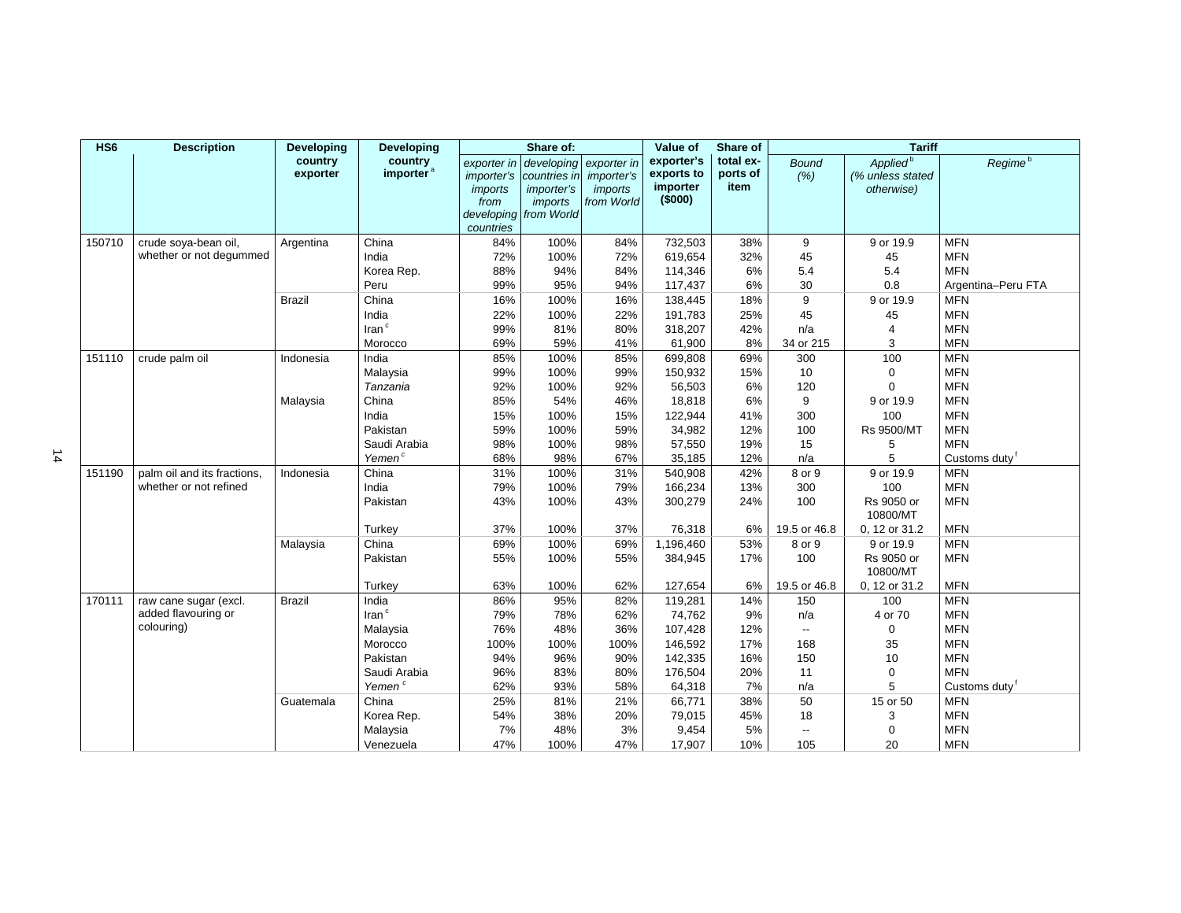| HS6 | Description | Developing country exporter | Developing country importer[a] | Share of: | | | Value of exporter's exports to importer ($000) | Share of total exports of item | Tariff | | |
|---|---|---|---|---|---|---|---|---|---|---|---|
| | | | | *exporter in importer's imports from developing countries* | *developing countries in importer's imports from World* | *exporter in importer's imports from World* | | | *Bound (%)* | *Applied[b] (% unless stated otherwise)* | *Regime[b]* |
| 150710 | crude soya-bean oil, whether or not degummed | Argentina | China | 84% | 100% | 84% | 732,503 | 38% | 9 | 9 or 19.9 | MFN |
| | | | India | 72% | 100% | 72% | 619,654 | 32% | 45 | 45 | MFN |
| | | | Korea Rep. | 88% | 94% | 84% | 114,346 | 6% | 5.4 | 5.4 | MFN |
| | | | Peru | 99% | 95% | 94% | 117,437 | 6% | 30 | 0.8 | Argentina–Peru FTA |
| | | Brazil | China | 16% | 100% | 16% | 138,445 | 18% | 9 | 9 or 19.9 | MFN |
| | | | India | 22% | 100% | 22% | 191,783 | 25% | 45 | 45 | MFN |
| | | | Iran[c] | 99% | 81% | 80% | 318,207 | 42% | n/a | 4 | MFN |
| | | | Morocco | 69% | 59% | 41% | 61,900 | 8% | 34 or 215 | 3 | MFN |
| 151110 | crude palm oil | Indonesia | India | 85% | 100% | 85% | 699,808 | 69% | 300 | 100 | MFN |
| | | | Malaysia | 99% | 100% | 99% | 150,932 | 15% | 10 | 0 | MFN |
| | | | *Tanzania* | 92% | 100% | 92% | 56,503 | 6% | 120 | 0 | MFN |
| | | Malaysia | China | 85% | 54% | 46% | 18,818 | 6% | 9 | 9 or 19.9 | MFN |
| | | | India | 15% | 100% | 15% | 122,944 | 41% | 300 | 100 | MFN |
| | | | Pakistan | 59% | 100% | 59% | 34,982 | 12% | 100 | Rs 9500/MT | MFN |
| | | | Saudi Arabia | 98% | 100% | 98% | 57,550 | 19% | 15 | 5 | MFN |
| | | | *Yemen*[c] | 68% | 98% | 67% | 35,185 | 12% | n/a | 5 | Customs duty[f] |
| 151190 | palm oil and its fractions, whether or not refined | Indonesia | China | 31% | 100% | 31% | 540,908 | 42% | 8 or 9 | 9 or 19.9 | MFN |
| | | | India | 79% | 100% | 79% | 166,234 | 13% | 300 | 100 | MFN |
| | | | Pakistan | 43% | 100% | 43% | 300,279 | 24% | 100 | Rs 9050 or 10800/MT | MFN |
| | | | Turkey | 37% | 100% | 37% | 76,318 | 6% | 19.5 or 46.8 | 0, 12 or 31.2 | MFN |
| | | Malaysia | China | 69% | 100% | 69% | 1,196,460 | 53% | 8 or 9 | 9 or 19.9 | MFN |
| | | | Pakistan | 55% | 100% | 55% | 384,945 | 17% | 100 | Rs 9050 or 10800/MT | MFN |
| | | | Turkey | 63% | 100% | 62% | 127,654 | 6% | 19.5 or 46.8 | 0, 12 or 31.2 | MFN |
| 170111 | raw cane sugar (excl. added flavouring or colouring) | Brazil | India | 86% | 95% | 82% | 119,281 | 14% | 150 | 100 | MFN |
| | | | Iran[c] | 79% | 78% | 62% | 74,762 | 9% | n/a | 4 or 70 | MFN |
| | | | Malaysia | 76% | 48% | 36% | 107,428 | 12% | -- | 0 | MFN |
| | | | Morocco | 100% | 100% | 100% | 146,592 | 17% | 168 | 35 | MFN |
| | | | Pakistan | 94% | 96% | 90% | 142,335 | 16% | 150 | 10 | MFN |
| | | | Saudi Arabia | 96% | 83% | 80% | 176,504 | 20% | 11 | 0 | MFN |
| | | | *Yemen*[c] | 62% | 93% | 58% | 64,318 | 7% | n/a | 5 | Customs duty[f] |
| | | Guatemala | China | 25% | 81% | 21% | 66,771 | 38% | 50 | 15 or 50 | MFN |
| | | | Korea Rep. | 54% | 38% | 20% | 79,015 | 45% | 18 | 3 | MFN |
| | | | Malaysia | 7% | 48% | 3% | 9,454 | 5% | -- | 0 | MFN |
| | | | Venezuela | 47% | 100% | 47% | 17,907 | 10% | 105 | 20 | MFN |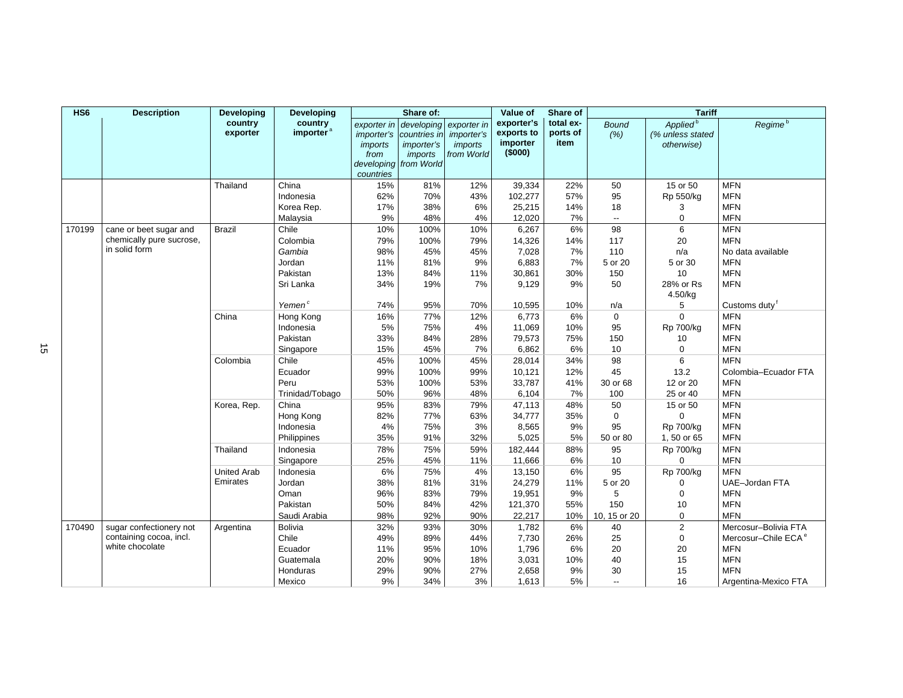| HS6 | Description | Developing country exporter | Developing country importer[a] | Share of: | | | Value of exporter's exports to importer ($000) | Share of total exports of item | Tariff | | |
|---|---|---|---|---|---|---|---|---|---|---|---|
| | | | | *exporter in importer's imports from developing countries* | *developing countries in importer's imports from World* | *exporter in importer's imports from World* | | | *Bound (%)* | *Applied[b] (% unless stated otherwise)* | *Regime[b]* |
| | | Thailand | China | 15% | 81% | 12% | 39,334 | 22% | 50 | 15 or 50 | MFN |
| | | | Indonesia | 62% | 70% | 43% | 102,277 | 57% | 95 | Rp 550/kg | MFN |
| | | | Korea Rep. | 17% | 38% | 6% | 25,215 | 14% | 18 | 3 | MFN |
| | | | Malaysia | 9% | 48% | 4% | 12,020 | 7% | -- | 0 | MFN |
| 170199 | cane or beet sugar and chemically pure sucrose, in solid form | Brazil | Chile | 10% | 100% | 10% | 6,267 | 6% | 98 | 6 | MFN |
| | | | Colombia | 79% | 100% | 79% | 14,326 | 14% | 117 | 20 | MFN |
| | | | *Gambia* | 98% | 45% | 45% | 7,028 | 7% | 110 | n/a | No data available |
| | | | Jordan | 11% | 81% | 9% | 6,883 | 7% | 5 or 20 | 5 or 30 | MFN |
| | | | Pakistan | 13% | 84% | 11% | 30,861 | 30% | 150 | 10 | MFN |
| | | | Sri Lanka | 34% | 19% | 7% | 9,129 | 9% | 50 | 28% or Rs 4.50/kg | MFN |
| | | | *Yemen*[c] | 74% | 95% | 70% | 10,595 | 10% | n/a | 5 | Customs duty[f] |
| | | China | Hong Kong | 16% | 77% | 12% | 6,773 | 6% | 0 | 0 | MFN |
| | | | Indonesia | 5% | 75% | 4% | 11,069 | 10% | 95 | Rp 700/kg | MFN |
| | | | Pakistan | 33% | 84% | 28% | 79,573 | 75% | 150 | 10 | MFN |
| | | | Singapore | 15% | 45% | 7% | 6,862 | 6% | 10 | 0 | MFN |
| | | Colombia | Chile | 45% | 100% | 45% | 28,014 | 34% | 98 | 6 | MFN |
| | | | Ecuador | 99% | 100% | 99% | 10,121 | 12% | 45 | 13.2 | Colombia–Ecuador FTA |
| | | | Peru | 53% | 100% | 53% | 33,787 | 41% | 30 or 68 | 12 or 20 | MFN |
| | | | Trinidad/Tobago | 50% | 96% | 48% | 6,104 | 7% | 100 | 25 or 40 | MFN |
| | | Korea, Rep. | China | 95% | 83% | 79% | 47,113 | 48% | 50 | 15 or 50 | MFN |
| | | | Hong Kong | 82% | 77% | 63% | 34,777 | 35% | 0 | 0 | MFN |
| | | | Indonesia | 4% | 75% | 3% | 8,565 | 9% | 95 | Rp 700/kg | MFN |
| | | | Philippines | 35% | 91% | 32% | 5,025 | 5% | 50 or 80 | 1, 50 or 65 | MFN |
| | | Thailand | Indonesia | 78% | 75% | 59% | 182,444 | 88% | 95 | Rp 700/kg | MFN |
| | | | Singapore | 25% | 45% | 11% | 11,666 | 6% | 10 | 0 | MFN |
| | | United Arab Emirates | Indonesia | 6% | 75% | 4% | 13,150 | 6% | 95 | Rp 700/kg | MFN |
| | | | Jordan | 38% | 81% | 31% | 24,279 | 11% | 5 or 20 | 0 | UAE–Jordan FTA |
| | | | Oman | 96% | 83% | 79% | 19,951 | 9% | 5 | 0 | MFN |
| | | | Pakistan | 50% | 84% | 42% | 121,370 | 55% | 150 | 10 | MFN |
| | | | Saudi Arabia | 98% | 92% | 90% | 22,217 | 10% | 10, 15 or 20 | 0 | MFN |
| 170490 | sugar confectionery not containing cocoa, incl. white chocolate | Argentina | Bolivia | 32% | 93% | 30% | 1,782 | 6% | 40 | 2 | Mercosur–Bolivia FTA |
| | | | Chile | 49% | 89% | 44% | 7,730 | 26% | 25 | 0 | Mercosur–Chile ECA[e] |
| | | | Ecuador | 11% | 95% | 10% | 1,796 | 6% | 20 | 20 | MFN |
| | | | Guatemala | 20% | 90% | 18% | 3,031 | 10% | 40 | 15 | MFN |
| | | | Honduras | 29% | 90% | 27% | 2,658 | 9% | 30 | 15 | MFN |
| | | | Mexico | 9% | 34% | 3% | 1,613 | 5% | -- | 16 | Argentina-Mexico FTA |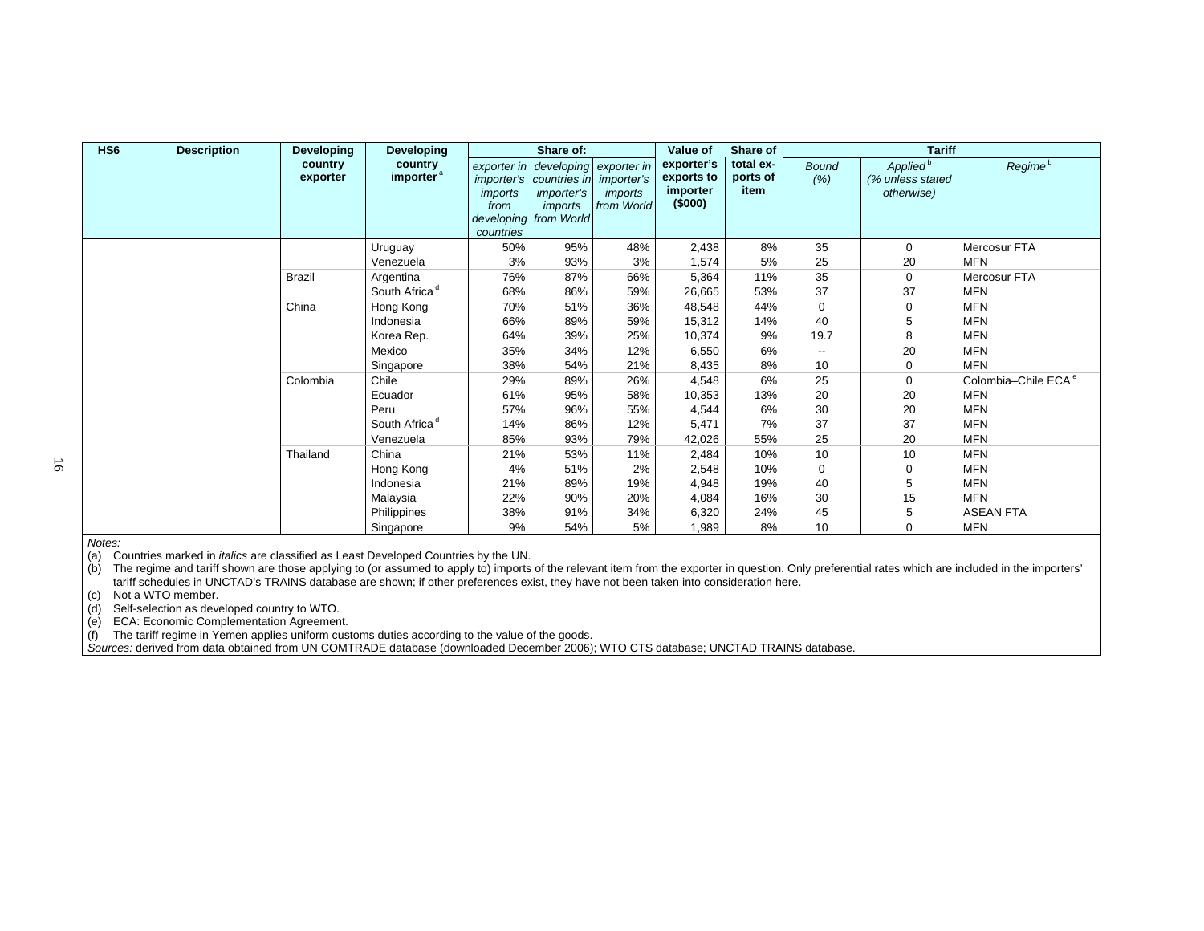| HS6 | Description | Developing country exporter | Developing country importer [a] | Share of: | | | Value of exporter's exports to importer ($000) | Share of total exports of item | Tariff | | |
|---|---|---|---|---|---|---|---|---|---|---|---|
| | | | | *exporter in importer's imports from developing countries* | *developing countries in importer's imports from World* | *exporter in importer's imports from World* | | | *Bound (%)* | *Applied* [b] *(% unless stated otherwise)* | *Regime* [b] |
| | | | Uruguay | 50% | 95% | 48% | 2,438 | 8% | 35 | 0 | Mercosur FTA |
| | | | Venezuela | 3% | 93% | 3% | 1,574 | 5% | 25 | 20 | MFN |
| | | Brazil | Argentina | 76% | 87% | 66% | 5,364 | 11% | 35 | 0 | Mercosur FTA |
| | | | South Africa [d] | 68% | 86% | 59% | 26,665 | 53% | 37 | 37 | MFN |
| | | China | Hong Kong | 70% | 51% | 36% | 48,548 | 44% | 0 | 0 | MFN |
| | | | Indonesia | 66% | 89% | 59% | 15,312 | 14% | 40 | 5 | MFN |
| | | | Korea Rep. | 64% | 39% | 25% | 10,374 | 9% | 19.7 | 8 | MFN |
| | | | Mexico | 35% | 34% | 12% | 6,550 | 6% | -- | 20 | MFN |
| | | | Singapore | 38% | 54% | 21% | 8,435 | 8% | 10 | 0 | MFN |
| | | Colombia | Chile | 29% | 89% | 26% | 4,548 | 6% | 25 | 0 | Colombia–Chile ECA [e] |
| | | | Ecuador | 61% | 95% | 58% | 10,353 | 13% | 20 | 20 | MFN |
| | | | Peru | 57% | 96% | 55% | 4,544 | 6% | 30 | 20 | MFN |
| | | | South Africa [d] | 14% | 86% | 12% | 5,471 | 7% | 37 | 37 | MFN |
| | | | Venezuela | 85% | 93% | 79% | 42,026 | 55% | 25 | 20 | MFN |
| | | Thailand | China | 21% | 53% | 11% | 2,484 | 10% | 10 | 10 | MFN |
| | | | Hong Kong | 4% | 51% | 2% | 2,548 | 10% | 0 | 0 | MFN |
| | | | Indonesia | 21% | 89% | 19% | 4,948 | 19% | 40 | 5 | MFN |
| | | | Malaysia | 22% | 90% | 20% | 4,084 | 16% | 30 | 15 | MFN |
| | | | Philippines | 38% | 91% | 34% | 6,320 | 24% | 45 | 5 | ASEAN FTA |
| | | | Singapore | 9% | 54% | 5% | 1,989 | 8% | 10 | 0 | MFN |

*Notes:*

(a) Countries marked in *italics* are classified as Least Developed Countries by the UN.

(b) The regime and tariff shown are those applying to (or assumed to apply to) imports of the relevant item from the exporter in question. Only preferential rates which are included in the importers' tariff schedules in UNCTAD's TRAINS database are shown; if other preferences exist, they have not been taken into consideration here.

(c) Not a WTO member.

(d) Self-selection as developed country to WTO.

(e) ECA: Economic Complementation Agreement.

(f) The tariff regime in Yemen applies uniform customs duties according to the value of the goods.

*Sources:* derived from data obtained from UN COMTRADE database (downloaded December 2006); WTO CTS database; UNCTAD TRAINS database.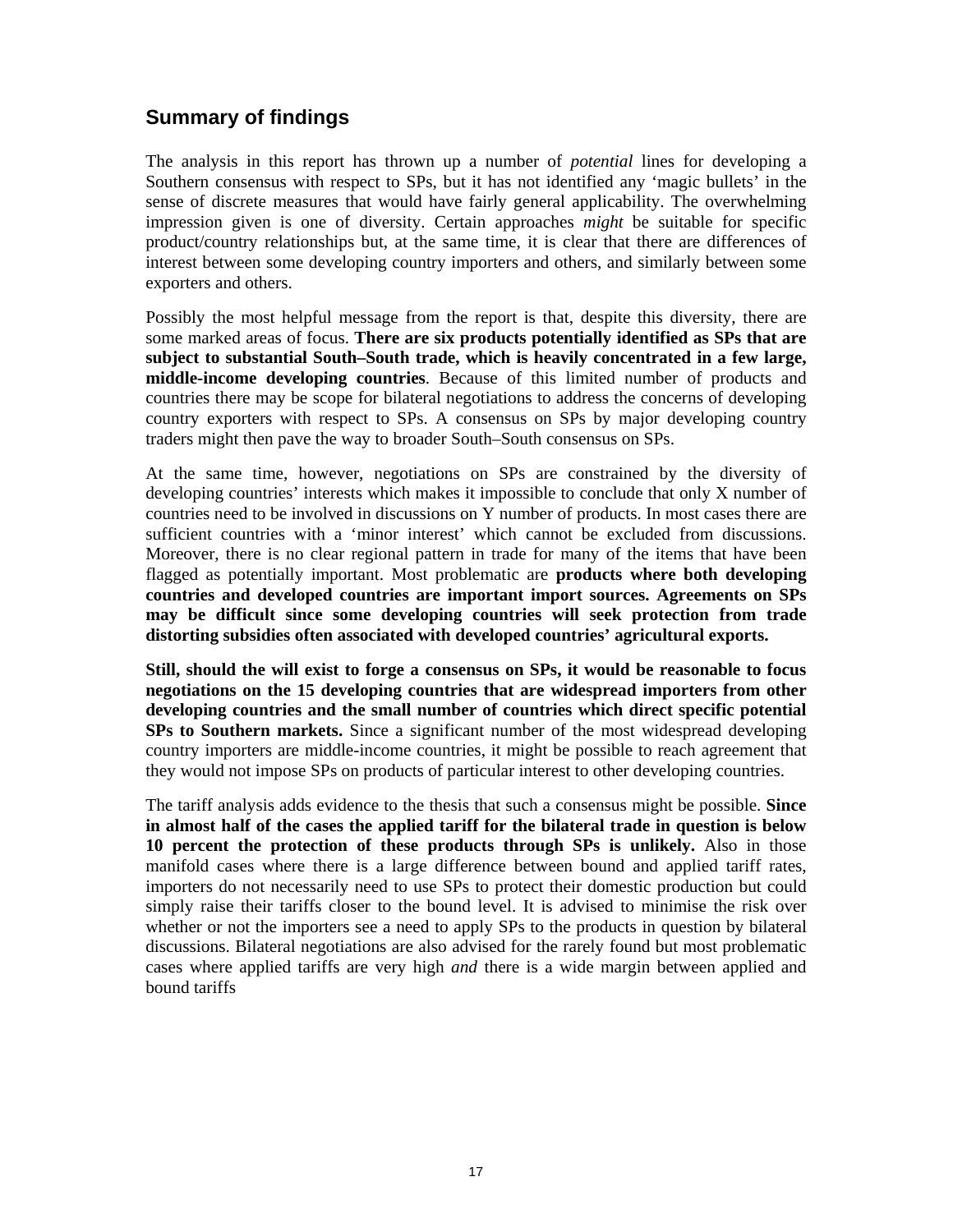## Summary of findings

The analysis in this report has thrown up a number of *potential* lines for developing a Southern consensus with respect to SPs, but it has not identified any 'magic bullets' in the sense of discrete measures that would have fairly general applicability. The overwhelming impression given is one of diversity. Certain approaches *might* be suitable for specific product/country relationships but, at the same time, it is clear that there are differences of interest between some developing country importers and others, and similarly between some exporters and others.

Possibly the most helpful message from the report is that, despite this diversity, there are some marked areas of focus. **There are six products potentially identified as SPs that are subject to substantial South–South trade, which is heavily concentrated in a few large, middle-income developing countries**. Because of this limited number of products and countries there may be scope for bilateral negotiations to address the concerns of developing country exporters with respect to SPs. A consensus on SPs by major developing country traders might then pave the way to broader South–South consensus on SPs.

At the same time, however, negotiations on SPs are constrained by the diversity of developing countries' interests which makes it impossible to conclude that only X number of countries need to be involved in discussions on Y number of products. In most cases there are sufficient countries with a 'minor interest' which cannot be excluded from discussions. Moreover, there is no clear regional pattern in trade for many of the items that have been flagged as potentially important. Most problematic are **products where both developing countries and developed countries are important import sources. Agreements on SPs may be difficult since some developing countries will seek protection from trade distorting subsidies often associated with developed countries' agricultural exports.**

**Still, should the will exist to forge a consensus on SPs, it would be reasonable to focus negotiations on the 15 developing countries that are widespread importers from other developing countries and the small number of countries which direct specific potential SPs to Southern markets.** Since a significant number of the most widespread developing country importers are middle-income countries, it might be possible to reach agreement that they would not impose SPs on products of particular interest to other developing countries.

The tariff analysis adds evidence to the thesis that such a consensus might be possible. **Since in almost half of the cases the applied tariff for the bilateral trade in question is below 10 percent the protection of these products through SPs is unlikely.** Also in those manifold cases where there is a large difference between bound and applied tariff rates, importers do not necessarily need to use SPs to protect their domestic production but could simply raise their tariffs closer to the bound level. It is advised to minimise the risk over whether or not the importers see a need to apply SPs to the products in question by bilateral discussions. Bilateral negotiations are also advised for the rarely found but most problematic cases where applied tariffs are very high *and* there is a wide margin between applied and bound tariffs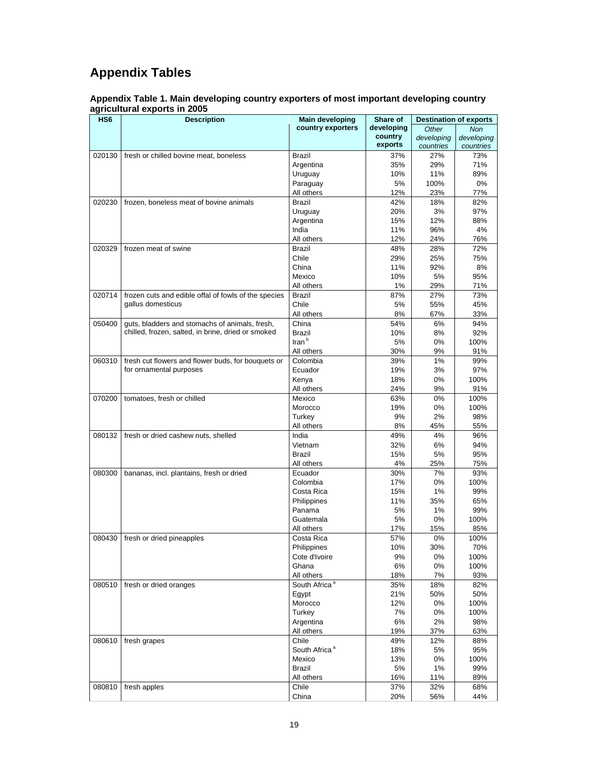# Appendix Tables

**Appendix Table 1. Main developing country exporters of most important developing country agricultural exports in 2005**

| HS6 | Description | Main developing country exporters | Share of developing country exports | Destination of exports | |
|---|---|---|---|---|---|
| | | | | *Other developing countries* | *Non developing countries* |
| 020130 | fresh or chilled bovine meat, boneless | Brazil | 37% | 27% | 73% |
| | | Argentina | 35% | 29% | 71% |
| | | Uruguay | 10% | 11% | 89% |
| | | Paraguay | 5% | 100% | 0% |
| | | All others | 12% | 23% | 77% |
| 020230 | frozen, boneless meat of bovine animals | Brazil | 42% | 18% | 82% |
| | | Uruguay | 20% | 3% | 97% |
| | | Argentina | 15% | 12% | 88% |
| | | India | 11% | 96% | 4% |
| | | All others | 12% | 24% | 76% |
| 020329 | frozen meat of swine | Brazil | 48% | 28% | 72% |
| | | Chile | 29% | 25% | 75% |
| | | China | 11% | 92% | 8% |
| | | Mexico | 10% | 5% | 95% |
| | | All others | 1% | 29% | 71% |
| 020714 | frozen cuts and edible offal of fowls of the species gallus domesticus | Brazil | 87% | 27% | 73% |
| | | Chile | 5% | 55% | 45% |
| | | All others | 8% | 67% | 33% |
| 050400 | guts, bladders and stomachs of animals, fresh, chilled, frozen, salted, in brine, dried or smoked | China | 54% | 6% | 94% |
| | | Brazil | 10% | 8% | 92% |
| | | Iran [b] | 5% | 0% | 100% |
| | | All others | 30% | 9% | 91% |
| 060310 | fresh cut flowers and flower buds, for bouquets or for ornamental purposes | Colombia | 39% | 1% | 99% |
| | | Ecuador | 19% | 3% | 97% |
| | | Kenya | 18% | 0% | 100% |
| | | All others | 24% | 9% | 91% |
| 070200 | tomatoes, fresh or chilled | Mexico | 63% | 0% | 100% |
| | | Morocco | 19% | 0% | 100% |
| | | Turkey | 9% | 2% | 98% |
| | | All others | 8% | 45% | 55% |
| 080132 | fresh or dried cashew nuts, shelled | India | 49% | 4% | 96% |
| | | Vietnam | 32% | 6% | 94% |
| | | Brazil | 15% | 5% | 95% |
| | | All others | 4% | 25% | 75% |
| 080300 | bananas, incl. plantains, fresh or dried | Ecuador | 30% | 7% | 93% |
| | | Colombia | 17% | 0% | 100% |
| | | Costa Rica | 15% | 1% | 99% |
| | | Philippines | 11% | 35% | 65% |
| | | Panama | 5% | 1% | 99% |
| | | Guatemala | 5% | 0% | 100% |
| | | All others | 17% | 15% | 85% |
| 080430 | fresh or dried pineapples | Costa Rica | 57% | 0% | 100% |
| | | Philippines | 10% | 30% | 70% |
| | | Cote d'Ivoire | 9% | 0% | 100% |
| | | Ghana | 6% | 0% | 100% |
| | | All others | 18% | 7% | 93% |
| 080510 | fresh or dried oranges | South Africa [a] | 35% | 18% | 82% |
| | | Egypt | 21% | 50% | 50% |
| | | Morocco | 12% | 0% | 100% |
| | | Turkey | 7% | 0% | 100% |
| | | Argentina | 6% | 2% | 98% |
| | | All others | 19% | 37% | 63% |
| 080610 | fresh grapes | Chile | 49% | 12% | 88% |
| | | South Africa [a] | 18% | 5% | 95% |
| | | Mexico | 13% | 0% | 100% |
| | | Brazil | 5% | 1% | 99% |
| | | All others | 16% | 11% | 89% |
| 080810 | fresh apples | Chile | 37% | 32% | 68% |
| | | China | 20% | 56% | 44% |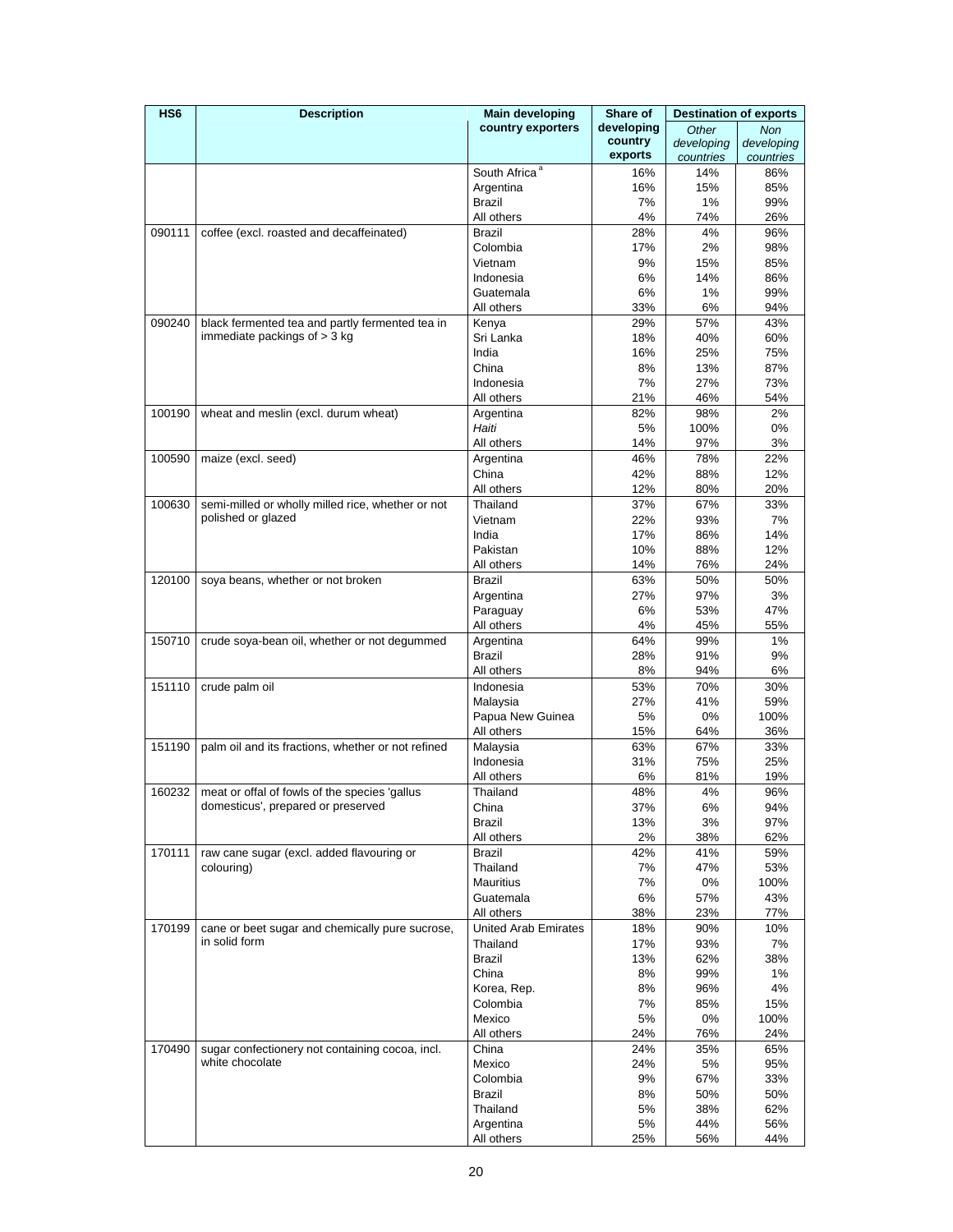| HS6 | Description | Main developing country exporters | Share of developing country exports | Destination of exports | |
|---|---|---|---|---|---|
| | | | | *Other developing countries* | *Non developing countries* |
| | | South Africa [a] | 16% | 14% | 86% |
| | | Argentina | 16% | 15% | 85% |
| | | Brazil | 7% | 1% | 99% |
| | | All others | 4% | 74% | 26% |
| 090111 | coffee (excl. roasted and decaffeinated) | Brazil | 28% | 4% | 96% |
| | | Colombia | 17% | 2% | 98% |
| | | Vietnam | 9% | 15% | 85% |
| | | Indonesia | 6% | 14% | 86% |
| | | Guatemala | 6% | 1% | 99% |
| | | All others | 33% | 6% | 94% |
| 090240 | black fermented tea and partly fermented tea in immediate packings of > 3 kg | Kenya | 29% | 57% | 43% |
| | | Sri Lanka | 18% | 40% | 60% |
| | | India | 16% | 25% | 75% |
| | | China | 8% | 13% | 87% |
| | | Indonesia | 7% | 27% | 73% |
| | | All others | 21% | 46% | 54% |
| 100190 | wheat and meslin (excl. durum wheat) | Argentina | 82% | 98% | 2% |
| | | *Haiti* | 5% | 100% | 0% |
| | | All others | 14% | 97% | 3% |
| 100590 | maize (excl. seed) | Argentina | 46% | 78% | 22% |
| | | China | 42% | 88% | 12% |
| | | All others | 12% | 80% | 20% |
| 100630 | semi-milled or wholly milled rice, whether or not polished or glazed | Thailand | 37% | 67% | 33% |
| | | Vietnam | 22% | 93% | 7% |
| | | India | 17% | 86% | 14% |
| | | Pakistan | 10% | 88% | 12% |
| | | All others | 14% | 76% | 24% |
| 120100 | soya beans, whether or not broken | Brazil | 63% | 50% | 50% |
| | | Argentina | 27% | 97% | 3% |
| | | Paraguay | 6% | 53% | 47% |
| | | All others | 4% | 45% | 55% |
| 150710 | crude soya-bean oil, whether or not degummed | Argentina | 64% | 99% | 1% |
| | | Brazil | 28% | 91% | 9% |
| | | All others | 8% | 94% | 6% |
| 151110 | crude palm oil | Indonesia | 53% | 70% | 30% |
| | | Malaysia | 27% | 41% | 59% |
| | | Papua New Guinea | 5% | 0% | 100% |
| | | All others | 15% | 64% | 36% |
| 151190 | palm oil and its fractions, whether or not refined | Malaysia | 63% | 67% | 33% |
| | | Indonesia | 31% | 75% | 25% |
| | | All others | 6% | 81% | 19% |
| 160232 | meat or offal of fowls of the species 'gallus domesticus', prepared or preserved | Thailand | 48% | 4% | 96% |
| | | China | 37% | 6% | 94% |
| | | Brazil | 13% | 3% | 97% |
| | | All others | 2% | 38% | 62% |
| 170111 | raw cane sugar (excl. added flavouring or colouring) | Brazil | 42% | 41% | 59% |
| | | Thailand | 7% | 47% | 53% |
| | | Mauritius | 7% | 0% | 100% |
| | | Guatemala | 6% | 57% | 43% |
| | | All others | 38% | 23% | 77% |
| 170199 | cane or beet sugar and chemically pure sucrose, in solid form | United Arab Emirates | 18% | 90% | 10% |
| | | Thailand | 17% | 93% | 7% |
| | | Brazil | 13% | 62% | 38% |
| | | China | 8% | 99% | 1% |
| | | Korea, Rep. | 8% | 96% | 4% |
| | | Colombia | 7% | 85% | 15% |
| | | Mexico | 5% | 0% | 100% |
| | | All others | 24% | 76% | 24% |
| 170490 | sugar confectionery not containing cocoa, incl. white chocolate | China | 24% | 35% | 65% |
| | | Mexico | 24% | 5% | 95% |
| | | Colombia | 9% | 67% | 33% |
| | | Brazil | 8% | 50% | 50% |
| | | Thailand | 5% | 38% | 62% |
| | | Argentina | 5% | 44% | 56% |
| | | All others | 25% | 56% | 44% |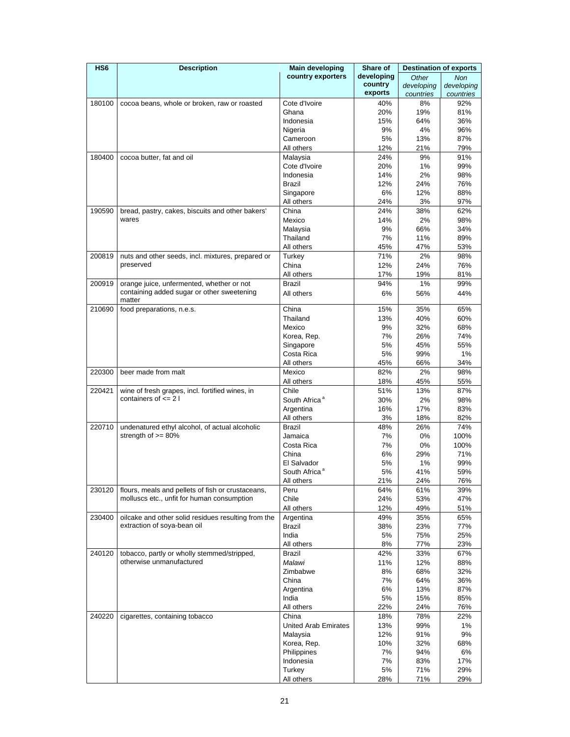| HS6 | Description | Main developing country exporters | Share of developing country exports | Destination of exports | |
|---|---|---|---|---|---|
| | | | | *Other developing countries* | *Non developing countries* |
| 180100 | cocoa beans, whole or broken, raw or roasted | Cote d'Ivoire | 40% | 8% | 92% |
| | | Ghana | 20% | 19% | 81% |
| | | Indonesia | 15% | 64% | 36% |
| | | Nigeria | 9% | 4% | 96% |
| | | Cameroon | 5% | 13% | 87% |
| | | All others | 12% | 21% | 79% |
| 180400 | cocoa butter, fat and oil | Malaysia | 24% | 9% | 91% |
| | | Cote d'Ivoire | 20% | 1% | 99% |
| | | Indonesia | 14% | 2% | 98% |
| | | Brazil | 12% | 24% | 76% |
| | | Singapore | 6% | 12% | 88% |
| | | All others | 24% | 3% | 97% |
| 190590 | bread, pastry, cakes, biscuits and other bakers' wares | China | 24% | 38% | 62% |
| | | Mexico | 14% | 2% | 98% |
| | | Malaysia | 9% | 66% | 34% |
| | | Thailand | 7% | 11% | 89% |
| | | All others | 45% | 47% | 53% |
| 200819 | nuts and other seeds, incl. mixtures, prepared or preserved | Turkey | 71% | 2% | 98% |
| | | China | 12% | 24% | 76% |
| | | All others | 17% | 19% | 81% |
| 200919 | orange juice, unfermented, whether or not containing added sugar or other sweetening matter | Brazil | 94% | 1% | 99% |
| | | All others | 6% | 56% | 44% |
| 210690 | food preparations, n.e.s. | China | 15% | 35% | 65% |
| | | Thailand | 13% | 40% | 60% |
| | | Mexico | 9% | 32% | 68% |
| | | Korea, Rep. | 7% | 26% | 74% |
| | | Singapore | 5% | 45% | 55% |
| | | Costa Rica | 5% | 99% | 1% |
| | | All others | 45% | 66% | 34% |
| 220300 | beer made from malt | Mexico | 82% | 2% | 98% |
| | | All others | 18% | 45% | 55% |
| 220421 | wine of fresh grapes, incl. fortified wines, in containers of <= 2 l | Chile | 51% | 13% | 87% |
| | | South Africa [a] | 30% | 2% | 98% |
| | | Argentina | 16% | 17% | 83% |
| | | All others | 3% | 18% | 82% |
| 220710 | undenatured ethyl alcohol, of actual alcoholic strength of >= 80% | Brazil | 48% | 26% | 74% |
| | | Jamaica | 7% | 0% | 100% |
| | | Costa Rica | 7% | 0% | 100% |
| | | China | 6% | 29% | 71% |
| | | El Salvador | 5% | 1% | 99% |
| | | South Africa [a] | 5% | 41% | 59% |
| | | All others | 21% | 24% | 76% |
| 230120 | flours, meals and pellets of fish or crustaceans, molluscs etc., unfit for human consumption | Peru | 64% | 61% | 39% |
| | | Chile | 24% | 53% | 47% |
| | | All others | 12% | 49% | 51% |
| 230400 | oilcake and other solid residues resulting from the extraction of soya-bean oil | Argentina | 49% | 35% | 65% |
| | | Brazil | 38% | 23% | 77% |
| | | India | 5% | 75% | 25% |
| | | All others | 8% | 77% | 23% |
| 240120 | tobacco, partly or wholly stemmed/stripped, otherwise unmanufactured | Brazil | 42% | 33% | 67% |
| | | *Malawi* | 11% | 12% | 88% |
| | | Zimbabwe | 8% | 68% | 32% |
| | | China | 7% | 64% | 36% |
| | | Argentina | 6% | 13% | 87% |
| | | India | 5% | 15% | 85% |
| | | All others | 22% | 24% | 76% |
| 240220 | cigarettes, containing tobacco | China | 18% | 78% | 22% |
| | | United Arab Emirates | 13% | 99% | 1% |
| | | Malaysia | 12% | 91% | 9% |
| | | Korea, Rep. | 10% | 32% | 68% |
| | | Philippines | 7% | 94% | 6% |
| | | Indonesia | 7% | 83% | 17% |
| | | Turkey | 5% | 71% | 29% |
| | | All others | 28% | 71% | 29% |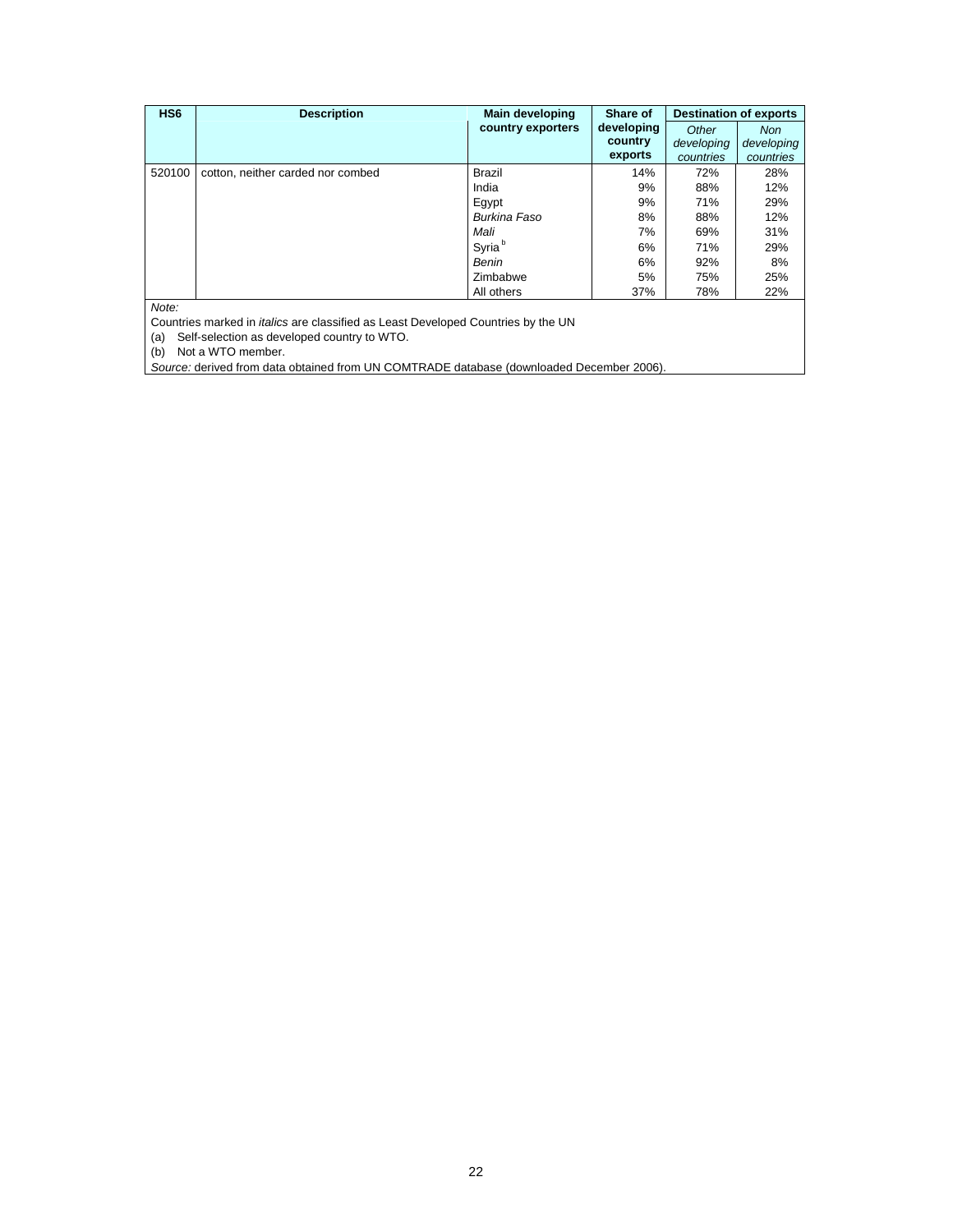| HS6 | Description | Main developing country exporters | Share of developing country exports | Destination of exports | |
|---|---|---|---|---|---|
| | | | | *Other developing countries* | *Non developing countries* |
| 520100 | cotton, neither carded nor combed | Brazil | 14% | 72% | 28% |
| | | India | 9% | 88% | 12% |
| | | Egypt | 9% | 71% | 29% |
| | | *Burkina Faso* | 8% | 88% | 12% |
| | | *Mali* | 7% | 69% | 31% |
| | | Syria [b] | 6% | 71% | 29% |
| | | *Benin* | 6% | 92% | 8% |
| | | Zimbabwe | 5% | 75% | 25% |
| | | All others | 37% | 78% | 22% |

*Note:*

Countries marked in *italics* are classified as Least Developed Countries by the UN

(a) Self-selection as developed country to WTO.

(b) Not a WTO member.

*Source:* derived from data obtained from UN COMTRADE database (downloaded December 2006).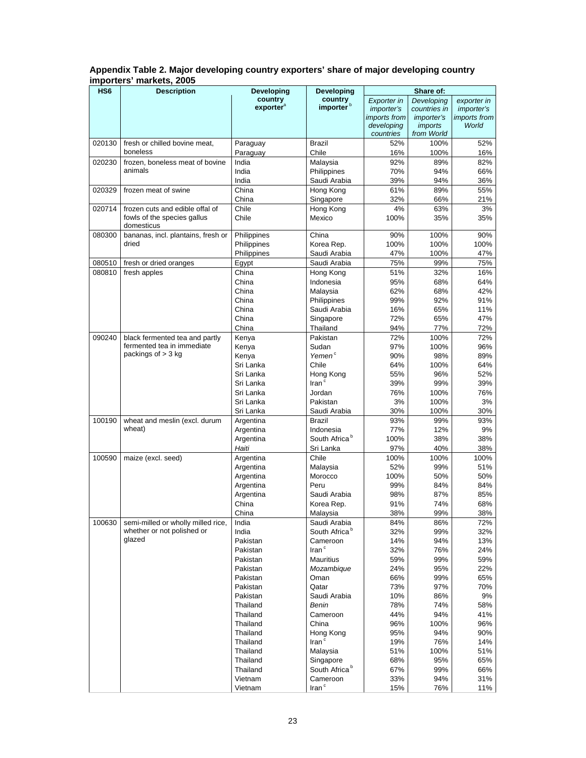**Appendix Table 2. Major developing country exporters' share of major developing country importers' markets, 2005**

| HS6 | Description | Developing country exporter[a] | Developing country importer[b] | Share of: | | |
|---|---|---|---|---|---|---|
| | | | | *Exporter in importer's imports from developing countries* | *Developing countries in importer's imports from World* | *exporter in importer's imports from World* |
| 020130 | fresh or chilled bovine meat, boneless | Paraguay | Brazil | 52% | 100% | 52% |
| | | Paraguay | Chile | 16% | 100% | 16% |
| 020230 | frozen, boneless meat of bovine animals | India | Malaysia | 92% | 89% | 82% |
| | | India | Philippines | 70% | 94% | 66% |
| | | India | Saudi Arabia | 39% | 94% | 36% |
| 020329 | frozen meat of swine | China | Hong Kong | 61% | 89% | 55% |
| | | China | Singapore | 32% | 66% | 21% |
| 020714 | frozen cuts and edible offal of fowls of the species gallus domesticus | Chile | Hong Kong | 4% | 63% | 3% |
| | | Chile | Mexico | 100% | 35% | 35% |
| 080300 | bananas, incl. plantains, fresh or dried | Philippines | China | 90% | 100% | 90% |
| | | Philippines | Korea Rep. | 100% | 100% | 100% |
| | | Philippines | Saudi Arabia | 47% | 100% | 47% |
| 080510 | fresh or dried oranges | Egypt | Saudi Arabia | 75% | 99% | 75% |
| 080810 | fresh apples | China | Hong Kong | 51% | 32% | 16% |
| | | China | Indonesia | 95% | 68% | 64% |
| | | China | Malaysia | 62% | 68% | 42% |
| | | China | Philippines | 99% | 92% | 91% |
| | | China | Saudi Arabia | 16% | 65% | 11% |
| | | China | Singapore | 72% | 65% | 47% |
| | | China | Thailand | 94% | 77% | 72% |
| 090240 | black fermented tea and partly fermented tea in immediate packings of > 3 kg | Kenya | Pakistan | 72% | 100% | 72% |
| | | Kenya | Sudan | 97% | 100% | 96% |
| | | Kenya | *Yemen*[c] | 90% | 98% | 89% |
| | | Sri Lanka | Chile | 64% | 100% | 64% |
| | | Sri Lanka | Hong Kong | 55% | 96% | 52% |
| | | Sri Lanka | Iran[c] | 39% | 99% | 39% |
| | | Sri Lanka | Jordan | 76% | 100% | 76% |
| | | Sri Lanka | Pakistan | 3% | 100% | 3% |
| | | Sri Lanka | Saudi Arabia | 30% | 100% | 30% |
| 100190 | wheat and meslin (excl. durum wheat) | Argentina | Brazil | 93% | 99% | 93% |
| | | Argentina | Indonesia | 77% | 12% | 9% |
| | | Argentina | South Africa[b] | 100% | 38% | 38% |
| | | *Haiti* | Sri Lanka | 97% | 40% | 38% |
| 100590 | maize (excl. seed) | Argentina | Chile | 100% | 100% | 100% |
| | | Argentina | Malaysia | 52% | 99% | 51% |
| | | Argentina | Morocco | 100% | 50% | 50% |
| | | Argentina | Peru | 99% | 84% | 84% |
| | | Argentina | Saudi Arabia | 98% | 87% | 85% |
| | | China | Korea Rep. | 91% | 74% | 68% |
| | | China | Malaysia | 38% | 99% | 38% |
| 100630 | semi-milled or wholly milled rice, whether or not polished or glazed | India | Saudi Arabia | 84% | 86% | 72% |
| | | India | South Africa[b] | 32% | 99% | 32% |
| | | Pakistan | Cameroon | 14% | 94% | 13% |
| | | Pakistan | Iran[c] | 32% | 76% | 24% |
| | | Pakistan | Mauritius | 59% | 99% | 59% |
| | | Pakistan | *Mozambique* | 24% | 95% | 22% |
| | | Pakistan | Oman | 66% | 99% | 65% |
| | | Pakistan | Qatar | 73% | 97% | 70% |
| | | Pakistan | Saudi Arabia | 10% | 86% | 9% |
| | | Thailand | *Benin* | 78% | 74% | 58% |
| | | Thailand | Cameroon | 44% | 94% | 41% |
| | | Thailand | China | 96% | 100% | 96% |
| | | Thailand | Hong Kong | 95% | 94% | 90% |
| | | Thailand | Iran[c] | 19% | 76% | 14% |
| | | Thailand | Malaysia | 51% | 100% | 51% |
| | | Thailand | Singapore | 68% | 95% | 65% |
| | | Thailand | South Africa[b] | 67% | 99% | 66% |
| | | Vietnam | Cameroon | 33% | 94% | 31% |
| | | Vietnam | Iran[c] | 15% | 76% | 11% |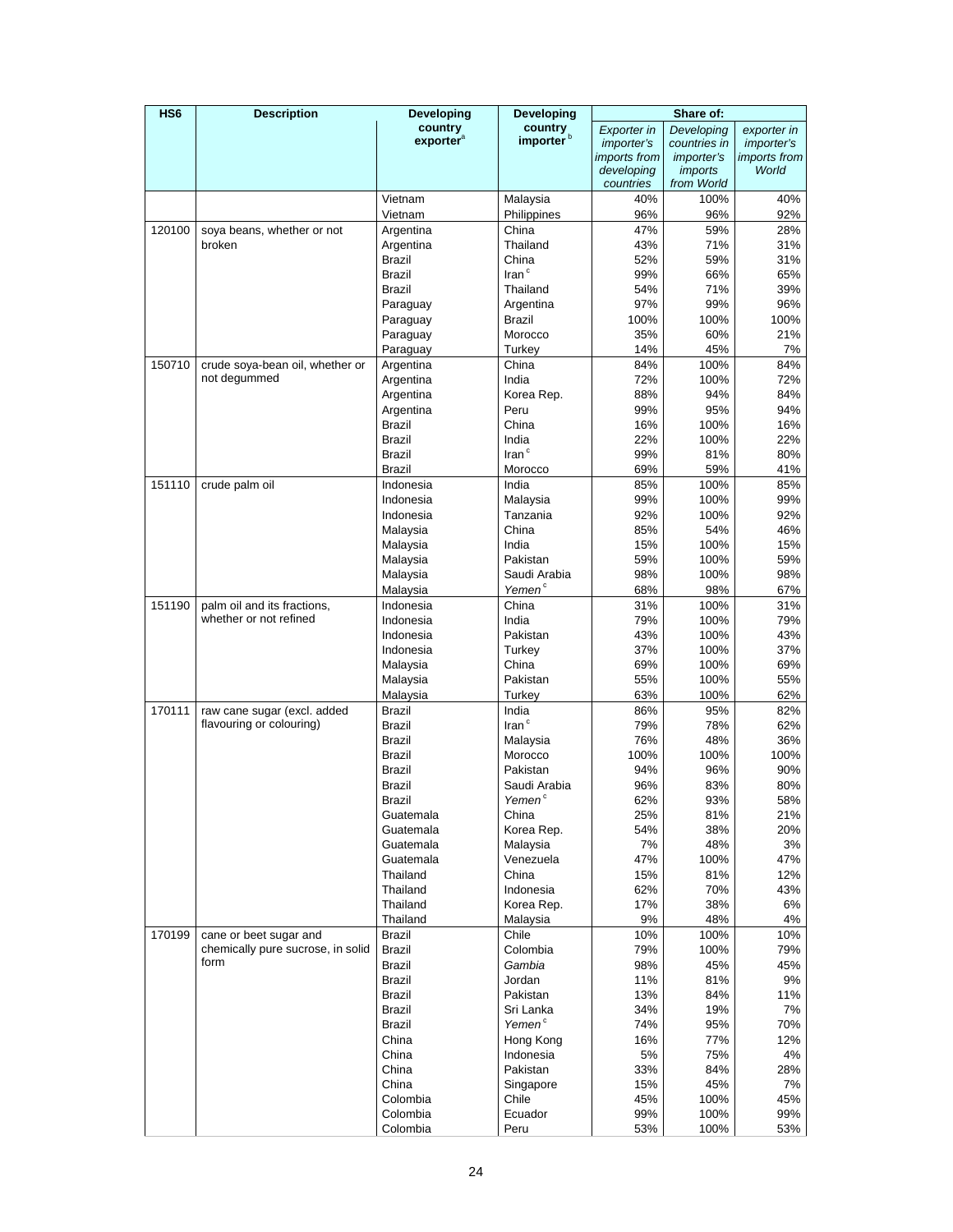| HS6 | Description | Developing country exporter[a] | Developing country importer[b] | Share of: | | |
|---|---|---|---|---|---|---|
| | | | | *Exporter in importer's imports from developing countries* | *Developing countries in importer's imports from World* | *exporter in importer's imports from World* |
| | | Vietnam | Malaysia | 40% | 100% | 40% |
| | | Vietnam | Philippines | 96% | 96% | 92% |
| 120100 | soya beans, whether or not broken | Argentina | China | 47% | 59% | 28% |
| | | Argentina | Thailand | 43% | 71% | 31% |
| | | Brazil | China | 52% | 59% | 31% |
| | | Brazil | Iran[c] | 99% | 66% | 65% |
| | | Brazil | Thailand | 54% | 71% | 39% |
| | | Paraguay | Argentina | 97% | 99% | 96% |
| | | Paraguay | Brazil | 100% | 100% | 100% |
| | | Paraguay | Morocco | 35% | 60% | 21% |
| | | Paraguay | Turkey | 14% | 45% | 7% |
| 150710 | crude soya-bean oil, whether or not degummed | Argentina | China | 84% | 100% | 84% |
| | | Argentina | India | 72% | 100% | 72% |
| | | Argentina | Korea Rep. | 88% | 94% | 84% |
| | | Argentina | Peru | 99% | 95% | 94% |
| | | Brazil | China | 16% | 100% | 16% |
| | | Brazil | India | 22% | 100% | 22% |
| | | Brazil | Iran[c] | 99% | 81% | 80% |
| | | Brazil | Morocco | 69% | 59% | 41% |
| 151110 | crude palm oil | Indonesia | India | 85% | 100% | 85% |
| | | Indonesia | Malaysia | 99% | 100% | 99% |
| | | Indonesia | Tanzania | 92% | 100% | 92% |
| | | Malaysia | China | 85% | 54% | 46% |
| | | Malaysia | India | 15% | 100% | 15% |
| | | Malaysia | Pakistan | 59% | 100% | 59% |
| | | Malaysia | Saudi Arabia | 98% | 100% | 98% |
| | | Malaysia | *Yemen*[c] | 68% | 98% | 67% |
| 151190 | palm oil and its fractions, whether or not refined | Indonesia | China | 31% | 100% | 31% |
| | | Indonesia | India | 79% | 100% | 79% |
| | | Indonesia | Pakistan | 43% | 100% | 43% |
| | | Indonesia | Turkey | 37% | 100% | 37% |
| | | Malaysia | China | 69% | 100% | 69% |
| | | Malaysia | Pakistan | 55% | 100% | 55% |
| | | Malaysia | Turkey | 63% | 100% | 62% |
| 170111 | raw cane sugar (excl. added flavouring or colouring) | Brazil | India | 86% | 95% | 82% |
| | | Brazil | Iran[c] | 79% | 78% | 62% |
| | | Brazil | Malaysia | 76% | 48% | 36% |
| | | Brazil | Morocco | 100% | 100% | 100% |
| | | Brazil | Pakistan | 94% | 96% | 90% |
| | | Brazil | Saudi Arabia | 96% | 83% | 80% |
| | | Brazil | *Yemen*[c] | 62% | 93% | 58% |
| | | Guatemala | China | 25% | 81% | 21% |
| | | Guatemala | Korea Rep. | 54% | 38% | 20% |
| | | Guatemala | Malaysia | 7% | 48% | 3% |
| | | Guatemala | Venezuela | 47% | 100% | 47% |
| | | Thailand | China | 15% | 81% | 12% |
| | | Thailand | Indonesia | 62% | 70% | 43% |
| | | Thailand | Korea Rep. | 17% | 38% | 6% |
| | | Thailand | Malaysia | 9% | 48% | 4% |
| 170199 | cane or beet sugar and chemically pure sucrose, in solid form | Brazil | Chile | 10% | 100% | 10% |
| | | Brazil | Colombia | 79% | 100% | 79% |
| | | Brazil | *Gambia* | 98% | 45% | 45% |
| | | Brazil | Jordan | 11% | 81% | 9% |
| | | Brazil | Pakistan | 13% | 84% | 11% |
| | | Brazil | Sri Lanka | 34% | 19% | 7% |
| | | Brazil | *Yemen*[c] | 74% | 95% | 70% |
| | | China | Hong Kong | 16% | 77% | 12% |
| | | China | Indonesia | 5% | 75% | 4% |
| | | China | Pakistan | 33% | 84% | 28% |
| | | China | Singapore | 15% | 45% | 7% |
| | | Colombia | Chile | 45% | 100% | 45% |
| | | Colombia | Ecuador | 99% | 100% | 99% |
| | | Colombia | Peru | 53% | 100% | 53% |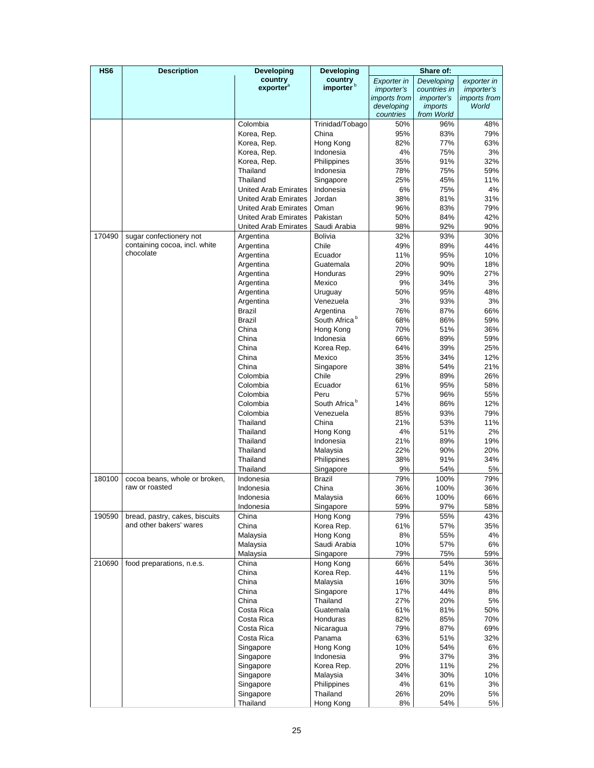| HS6 | Description | Developing country exporter[a] | Developing country importer[b] | Share of: | | |
|---|---|---|---|---|---|---|
| | | | | *Exporter in importer's imports from developing countries* | *Developing countries in importer's imports from World* | *exporter in importer's imports from World* |
| | | Colombia | Trinidad/Tobago | 50% | 96% | 48% |
| | | Korea, Rep. | China | 95% | 83% | 79% |
| | | Korea, Rep. | Hong Kong | 82% | 77% | 63% |
| | | Korea, Rep. | Indonesia | 4% | 75% | 3% |
| | | Korea, Rep. | Philippines | 35% | 91% | 32% |
| | | Thailand | Indonesia | 78% | 75% | 59% |
| | | Thailand | Singapore | 25% | 45% | 11% |
| | | United Arab Emirates | Indonesia | 6% | 75% | 4% |
| | | United Arab Emirates | Jordan | 38% | 81% | 31% |
| | | United Arab Emirates | Oman | 96% | 83% | 79% |
| | | United Arab Emirates | Pakistan | 50% | 84% | 42% |
| | | United Arab Emirates | Saudi Arabia | 98% | 92% | 90% |
| 170490 | sugar confectionery not containing cocoa, incl. white chocolate | Argentina | Bolivia | 32% | 93% | 30% |
| | | Argentina | Chile | 49% | 89% | 44% |
| | | Argentina | Ecuador | 11% | 95% | 10% |
| | | Argentina | Guatemala | 20% | 90% | 18% |
| | | Argentina | Honduras | 29% | 90% | 27% |
| | | Argentina | Mexico | 9% | 34% | 3% |
| | | Argentina | Uruguay | 50% | 95% | 48% |
| | | Argentina | Venezuela | 3% | 93% | 3% |
| | | Brazil | Argentina | 76% | 87% | 66% |
| | | Brazil | South Africa[b] | 68% | 86% | 59% |
| | | China | Hong Kong | 70% | 51% | 36% |
| | | China | Indonesia | 66% | 89% | 59% |
| | | China | Korea Rep. | 64% | 39% | 25% |
| | | China | Mexico | 35% | 34% | 12% |
| | | China | Singapore | 38% | 54% | 21% |
| | | Colombia | Chile | 29% | 89% | 26% |
| | | Colombia | Ecuador | 61% | 95% | 58% |
| | | Colombia | Peru | 57% | 96% | 55% |
| | | Colombia | South Africa[b] | 14% | 86% | 12% |
| | | Colombia | Venezuela | 85% | 93% | 79% |
| | | Thailand | China | 21% | 53% | 11% |
| | | Thailand | Hong Kong | 4% | 51% | 2% |
| | | Thailand | Indonesia | 21% | 89% | 19% |
| | | Thailand | Malaysia | 22% | 90% | 20% |
| | | Thailand | Philippines | 38% | 91% | 34% |
| | | Thailand | Singapore | 9% | 54% | 5% |
| 180100 | cocoa beans, whole or broken, raw or roasted | Indonesia | Brazil | 79% | 100% | 79% |
| | | Indonesia | China | 36% | 100% | 36% |
| | | Indonesia | Malaysia | 66% | 100% | 66% |
| | | Indonesia | Singapore | 59% | 97% | 58% |
| 190590 | bread, pastry, cakes, biscuits and other bakers' wares | China | Hong Kong | 79% | 55% | 43% |
| | | China | Korea Rep. | 61% | 57% | 35% |
| | | Malaysia | Hong Kong | 8% | 55% | 4% |
| | | Malaysia | Saudi Arabia | 10% | 57% | 6% |
| | | Malaysia | Singapore | 79% | 75% | 59% |
| 210690 | food preparations, n.e.s. | China | Hong Kong | 66% | 54% | 36% |
| | | China | Korea Rep. | 44% | 11% | 5% |
| | | China | Malaysia | 16% | 30% | 5% |
| | | China | Singapore | 17% | 44% | 8% |
| | | China | Thailand | 27% | 20% | 5% |
| | | Costa Rica | Guatemala | 61% | 81% | 50% |
| | | Costa Rica | Honduras | 82% | 85% | 70% |
| | | Costa Rica | Nicaragua | 79% | 87% | 69% |
| | | Costa Rica | Panama | 63% | 51% | 32% |
| | | Singapore | Hong Kong | 10% | 54% | 6% |
| | | Singapore | Indonesia | 9% | 37% | 3% |
| | | Singapore | Korea Rep. | 20% | 11% | 2% |
| | | Singapore | Malaysia | 34% | 30% | 10% |
| | | Singapore | Philippines | 4% | 61% | 3% |
| | | Singapore | Thailand | 26% | 20% | 5% |
| | | Thailand | Hong Kong | 8% | 54% | 5% |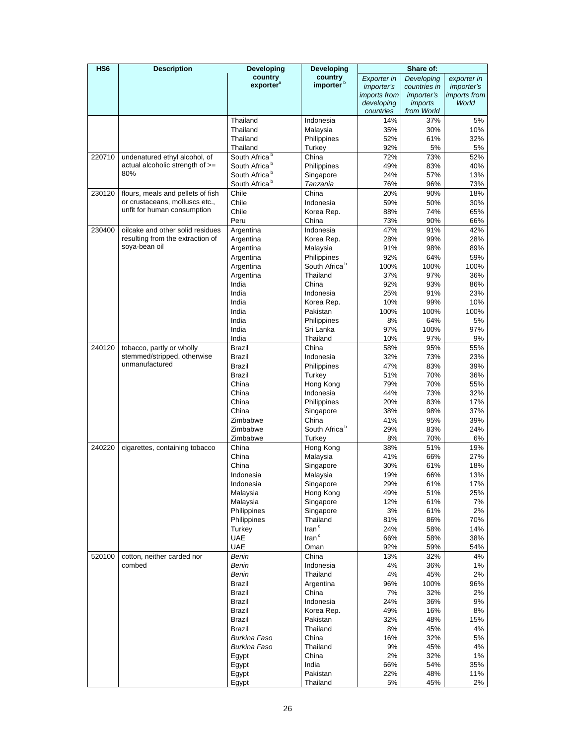| HS6 | Description | Developing country exporter[a] | Developing country importer[b] | Share of: | | |
|---|---|---|---|---|---|---|
| | | | | *Exporter in importer's imports from developing countries* | *Developing countries in importer's imports from World* | *exporter in importer's imports from World* |
| | | Thailand | Indonesia | 14% | 37% | 5% |
| | | Thailand | Malaysia | 35% | 30% | 10% |
| | | Thailand | Philippines | 52% | 61% | 32% |
| | | Thailand | Turkey | 92% | 5% | 5% |
| 220710 | undenatured ethyl alcohol, of actual alcoholic strength of >= 80% | South Africa[b] | China | 72% | 73% | 52% |
| | | South Africa[b] | Philippines | 49% | 83% | 40% |
| | | South Africa[b] | Singapore | 24% | 57% | 13% |
| | | South Africa[b] | *Tanzania* | 76% | 96% | 73% |
| 230120 | flours, meals and pellets of fish or crustaceans, molluscs etc., unfit for human consumption | Chile | China | 20% | 90% | 18% |
| | | Chile | Indonesia | 59% | 50% | 30% |
| | | Chile | Korea Rep. | 88% | 74% | 65% |
| | | Peru | China | 73% | 90% | 66% |
| 230400 | oilcake and other solid residues resulting from the extraction of soya-bean oil | Argentina | Indonesia | 47% | 91% | 42% |
| | | Argentina | Korea Rep. | 28% | 99% | 28% |
| | | Argentina | Malaysia | 91% | 98% | 89% |
| | | Argentina | Philippines | 92% | 64% | 59% |
| | | Argentina | South Africa[b] | 100% | 100% | 100% |
| | | Argentina | Thailand | 37% | 97% | 36% |
| | | India | China | 92% | 93% | 86% |
| | | India | Indonesia | 25% | 91% | 23% |
| | | India | Korea Rep. | 10% | 99% | 10% |
| | | India | Pakistan | 100% | 100% | 100% |
| | | India | Philippines | 8% | 64% | 5% |
| | | India | Sri Lanka | 97% | 100% | 97% |
| | | India | Thailand | 10% | 97% | 9% |
| 240120 | tobacco, partly or wholly stemmed/stripped, otherwise unmanufactured | Brazil | China | 58% | 95% | 55% |
| | | Brazil | Indonesia | 32% | 73% | 23% |
| | | Brazil | Philippines | 47% | 83% | 39% |
| | | Brazil | Turkey | 51% | 70% | 36% |
| | | China | Hong Kong | 79% | 70% | 55% |
| | | China | Indonesia | 44% | 73% | 32% |
| | | China | Philippines | 20% | 83% | 17% |
| | | China | Singapore | 38% | 98% | 37% |
| | | Zimbabwe | China | 41% | 95% | 39% |
| | | Zimbabwe | South Africa[b] | 29% | 83% | 24% |
| | | Zimbabwe | Turkey | 8% | 70% | 6% |
| 240220 | cigarettes, containing tobacco | China | Hong Kong | 38% | 51% | 19% |
| | | China | Malaysia | 41% | 66% | 27% |
| | | China | Singapore | 30% | 61% | 18% |
| | | Indonesia | Malaysia | 19% | 66% | 13% |
| | | Indonesia | Singapore | 29% | 61% | 17% |
| | | Malaysia | Hong Kong | 49% | 51% | 25% |
| | | Malaysia | Singapore | 12% | 61% | 7% |
| | | Philippines | Singapore | 3% | 61% | 2% |
| | | Philippines | Thailand | 81% | 86% | 70% |
| | | Turkey | Iran[c] | 24% | 58% | 14% |
| | | UAE | Iran[c] | 66% | 58% | 38% |
| | | UAE | Oman | 92% | 59% | 54% |
| 520100 | cotton, neither carded nor combed | *Benin* | China | 13% | 32% | 4% |
| | | *Benin* | Indonesia | 4% | 36% | 1% |
| | | *Benin* | Thailand | 4% | 45% | 2% |
| | | Brazil | Argentina | 96% | 100% | 96% |
| | | Brazil | China | 7% | 32% | 2% |
| | | Brazil | Indonesia | 24% | 36% | 9% |
| | | Brazil | Korea Rep. | 49% | 16% | 8% |
| | | Brazil | Pakistan | 32% | 48% | 15% |
| | | Brazil | Thailand | 8% | 45% | 4% |
| | | *Burkina Faso* | China | 16% | 32% | 5% |
| | | *Burkina Faso* | Thailand | 9% | 45% | 4% |
| | | Egypt | China | 2% | 32% | 1% |
| | | Egypt | India | 66% | 54% | 35% |
| | | Egypt | Pakistan | 22% | 48% | 11% |
| | | Egypt | Thailand | 5% | 45% | 2% |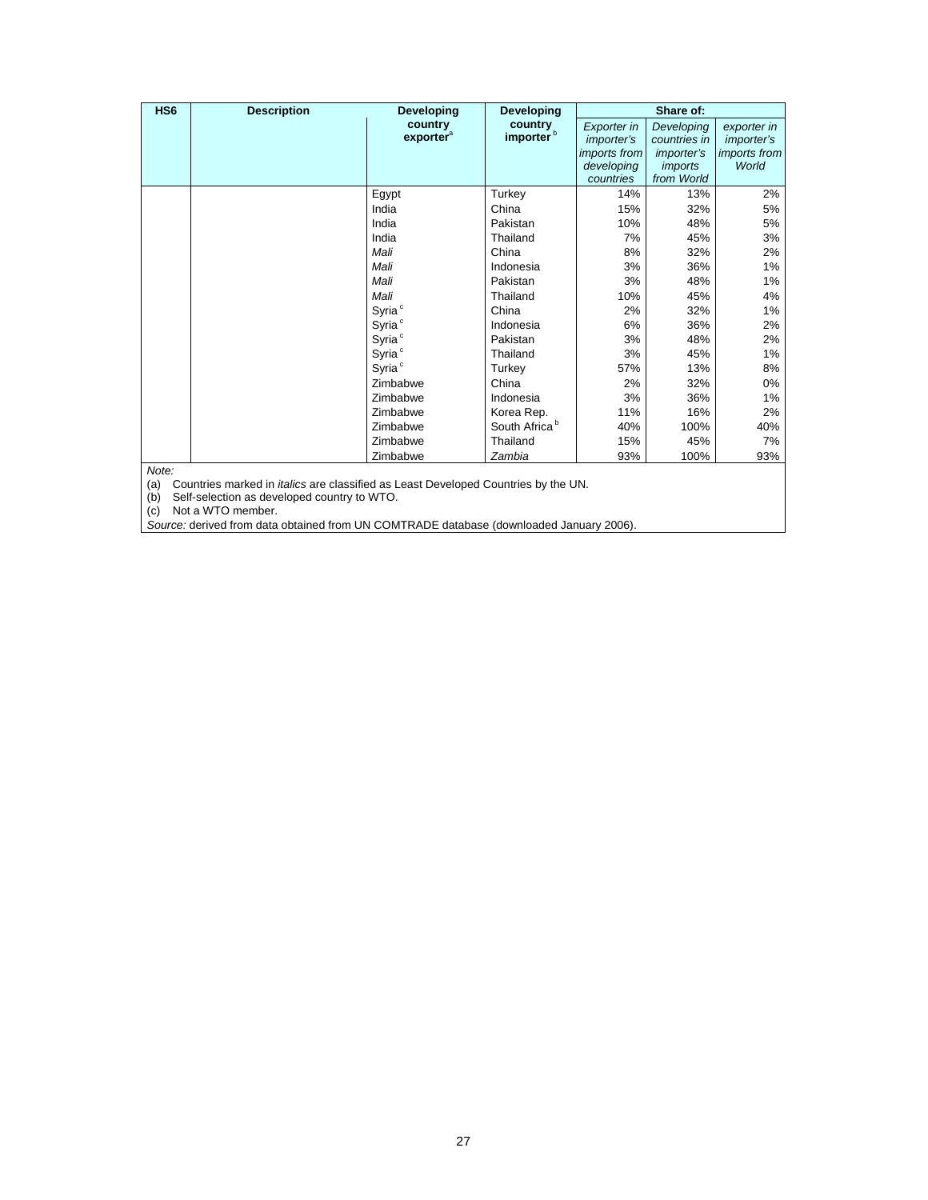| HS6 | Description | Developing country exporter[a] | Developing country importer[b] | Share of: | | |
|---|---|---|---|---|---|---|
| | | | | *Exporter in importer's imports from developing countries* | *Developing countries in importer's imports from World* | *exporter in importer's imports from World* |
| | | Egypt | Turkey | 14% | 13% | 2% |
| | | India | China | 15% | 32% | 5% |
| | | India | Pakistan | 10% | 48% | 5% |
| | | India | Thailand | 7% | 45% | 3% |
| | | *Mali* | China | 8% | 32% | 2% |
| | | *Mali* | Indonesia | 3% | 36% | 1% |
| | | *Mali* | Pakistan | 3% | 48% | 1% |
| | | *Mali* | Thailand | 10% | 45% | 4% |
| | | Syria[c] | China | 2% | 32% | 1% |
| | | Syria[c] | Indonesia | 6% | 36% | 2% |
| | | Syria[c] | Pakistan | 3% | 48% | 2% |
| | | Syria[c] | Thailand | 3% | 45% | 1% |
| | | Syria[c] | Turkey | 57% | 13% | 8% |
| | | Zimbabwe | China | 2% | 32% | 0% |
| | | Zimbabwe | Indonesia | 3% | 36% | 1% |
| | | Zimbabwe | Korea Rep. | 11% | 16% | 2% |
| | | Zimbabwe | South Africa[b] | 40% | 100% | 40% |
| | | Zimbabwe | Thailand | 15% | 45% | 7% |
| | | Zimbabwe | *Zambia* | 93% | 100% | 93% |

*Note:*

(a) Countries marked in *italics* are classified as Least Developed Countries by the UN.

(b) Self-selection as developed country to WTO.

(c) Not a WTO member.

*Source:* derived from data obtained from UN COMTRADE database (downloaded January 2006).